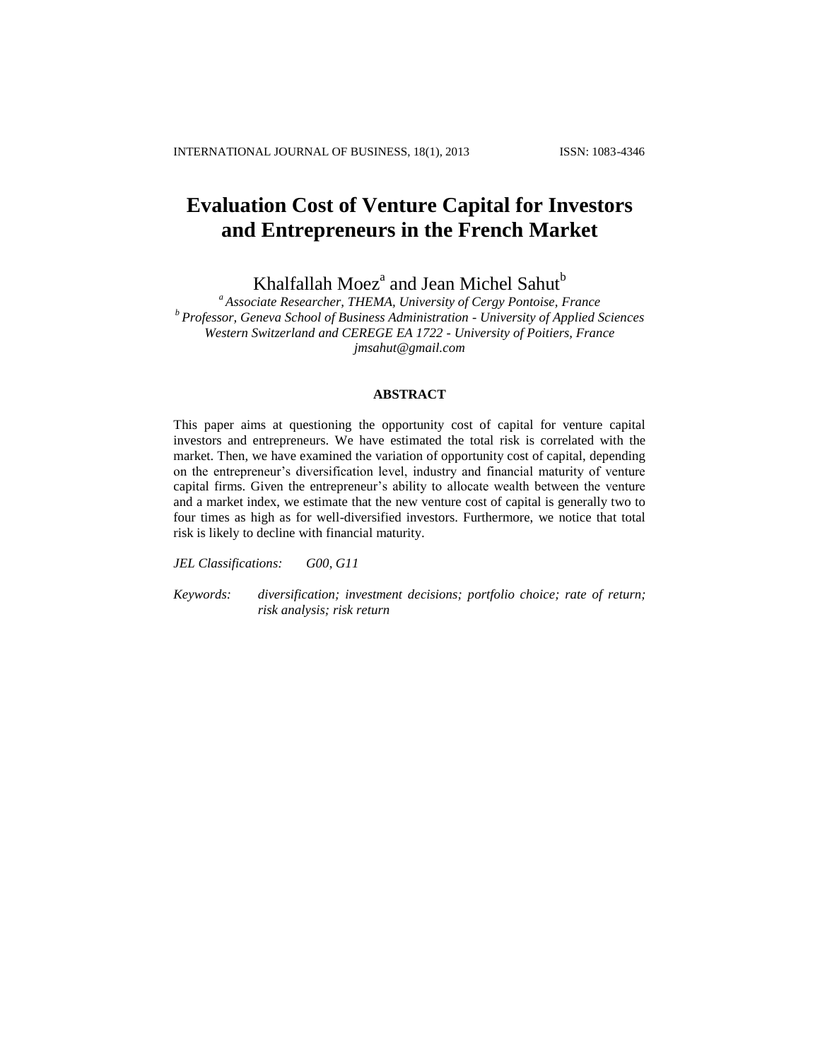# Evaluation Cost of Venture Capital for Investors and Entrepreneurs in the French Market

Khalfallah Moez[a] and Jean Michel Sahut[b]

[a] *Associate Researcher, THEMA, University of Cergy Pontoise, France*
[b] *Professor, Geneva School of Business Administration - University of Applied Sciences Western Switzerland and CEREGE EA 1722 - University of Poitiers, France*
*jmsahut@gmail.com*

## ABSTRACT

This paper aims at questioning the opportunity cost of capital for venture capital investors and entrepreneurs. We have estimated the total risk is correlated with the market. Then, we have examined the variation of opportunity cost of capital, depending on the entrepreneur's diversification level, industry and financial maturity of venture capital firms. Given the entrepreneur's ability to allocate wealth between the venture and a market index, we estimate that the new venture cost of capital is generally two to four times as high as for well-diversified investors. Furthermore, we notice that total risk is likely to decline with financial maturity.

*JEL Classifications:* *G00, G11*

*Keywords:* *diversification; investment decisions; portfolio choice; rate of return; risk analysis; risk return*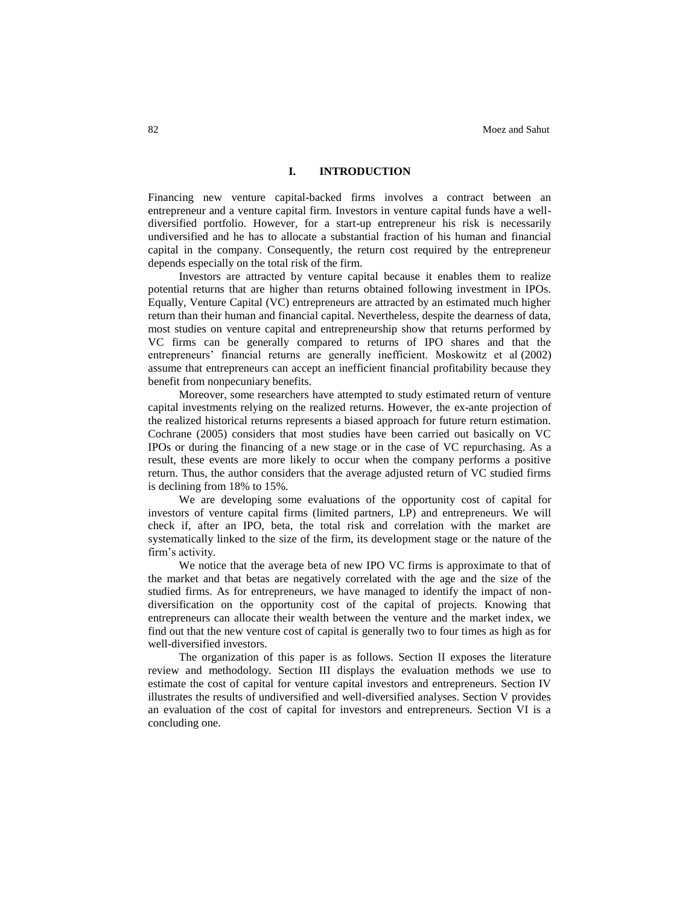## I. INTRODUCTION

Financing new venture capital-backed firms involves a contract between an entrepreneur and a venture capital firm. Investors in venture capital funds have a well-diversified portfolio. However, for a start-up entrepreneur his risk is necessarily undiversified and he has to allocate a substantial fraction of his human and financial capital in the company. Consequently, the return cost required by the entrepreneur depends especially on the total risk of the firm.

Investors are attracted by venture capital because it enables them to realize potential returns that are higher than returns obtained following investment in IPOs. Equally, Venture Capital (VC) entrepreneurs are attracted by an estimated much higher return than their human and financial capital. Nevertheless, despite the dearness of data, most studies on venture capital and entrepreneurship show that returns performed by VC firms can be generally compared to returns of IPO shares and that the entrepreneurs' financial returns are generally inefficient. Moskowitz et al (2002) assume that entrepreneurs can accept an inefficient financial profitability because they benefit from nonpecuniary benefits.

Moreover, some researchers have attempted to study estimated return of venture capital investments relying on the realized returns. However, the ex-ante projection of the realized historical returns represents a biased approach for future return estimation. Cochrane (2005) considers that most studies have been carried out basically on VC IPOs or during the financing of a new stage or in the case of VC repurchasing. As a result, these events are more likely to occur when the company performs a positive return. Thus, the author considers that the average adjusted return of VC studied firms is declining from 18% to 15%.

We are developing some evaluations of the opportunity cost of capital for investors of venture capital firms (limited partners, LP) and entrepreneurs. We will check if, after an IPO, beta, the total risk and correlation with the market are systematically linked to the size of the firm, its development stage or the nature of the firm's activity.

We notice that the average beta of new IPO VC firms is approximate to that of the market and that betas are negatively correlated with the age and the size of the studied firms. As for entrepreneurs, we have managed to identify the impact of non-diversification on the opportunity cost of the capital of projects. Knowing that entrepreneurs can allocate their wealth between the venture and the market index, we find out that the new venture cost of capital is generally two to four times as high as for well-diversified investors.

The organization of this paper is as follows. Section II exposes the literature review and methodology. Section III displays the evaluation methods we use to estimate the cost of capital for venture capital investors and entrepreneurs. Section IV illustrates the results of undiversified and well-diversified analyses. Section V provides an evaluation of the cost of capital for investors and entrepreneurs. Section VI is a concluding one.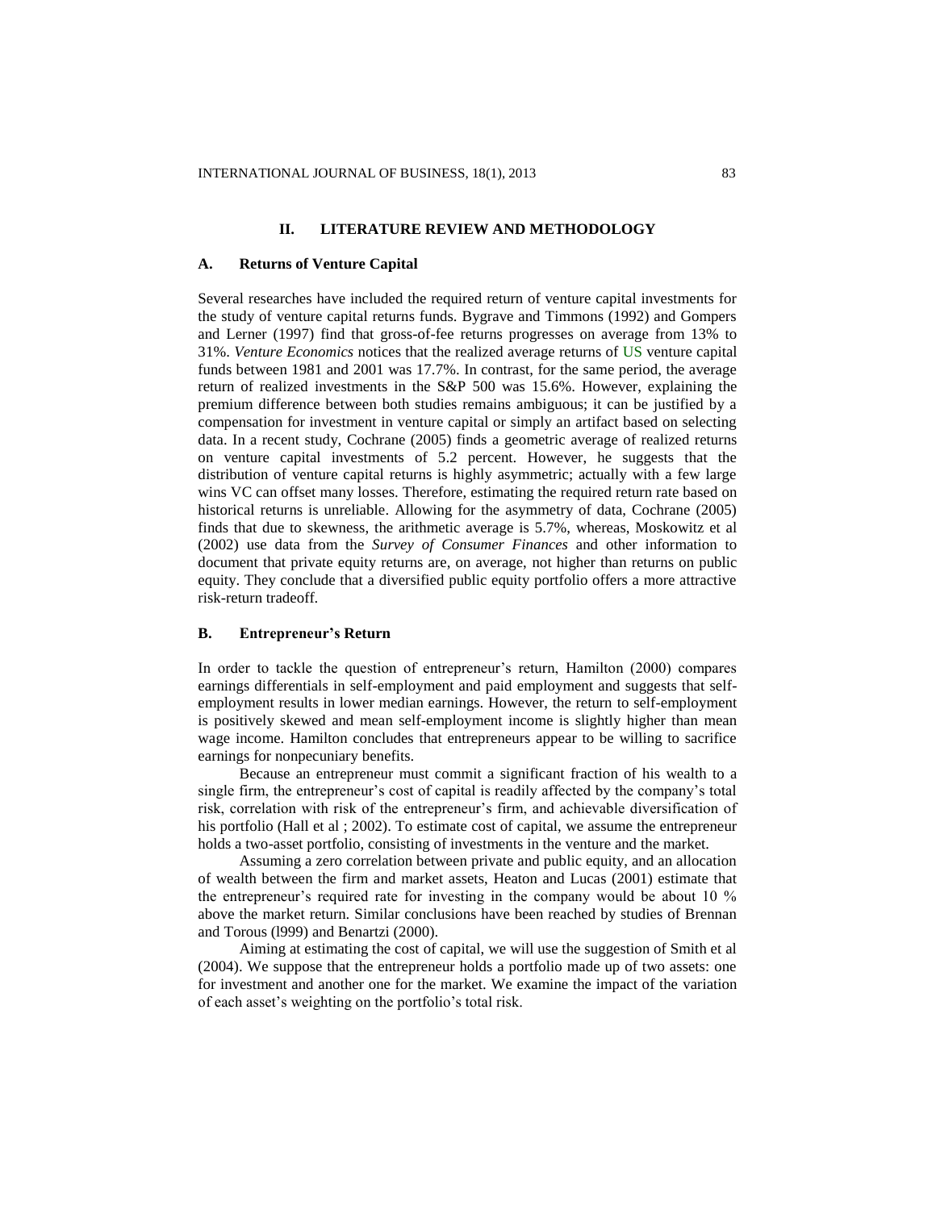## II. LITERATURE REVIEW AND METHODOLOGY

### A. Returns of Venture Capital

Several researches have included the required return of venture capital investments for the study of venture capital returns funds. Bygrave and Timmons (1992) and Gompers and Lerner (1997) find that gross-of-fee returns progresses on average from 13% to 31%. *Venture Economics* notices that the realized average returns of US venture capital funds between 1981 and 2001 was 17.7%. In contrast, for the same period, the average return of realized investments in the S&P 500 was 15.6%. However, explaining the premium difference between both studies remains ambiguous; it can be justified by a compensation for investment in venture capital or simply an artifact based on selecting data. In a recent study, Cochrane (2005) finds a geometric average of realized returns on venture capital investments of 5.2 percent. However, he suggests that the distribution of venture capital returns is highly asymmetric; actually with a few large wins VC can offset many losses. Therefore, estimating the required return rate based on historical returns is unreliable. Allowing for the asymmetry of data, Cochrane (2005) finds that due to skewness, the arithmetic average is 5.7%, whereas, Moskowitz et al (2002) use data from the *Survey of Consumer Finances* and other information to document that private equity returns are, on average, not higher than returns on public equity. They conclude that a diversified public equity portfolio offers a more attractive risk-return tradeoff.

### B. Entrepreneur's Return

In order to tackle the question of entrepreneur's return, Hamilton (2000) compares earnings differentials in self-employment and paid employment and suggests that self-employment results in lower median earnings. However, the return to self-employment is positively skewed and mean self-employment income is slightly higher than mean wage income. Hamilton concludes that entrepreneurs appear to be willing to sacrifice earnings for nonpecuniary benefits.

Because an entrepreneur must commit a significant fraction of his wealth to a single firm, the entrepreneur's cost of capital is readily affected by the company's total risk, correlation with risk of the entrepreneur's firm, and achievable diversification of his portfolio (Hall et al ; 2002). To estimate cost of capital, we assume the entrepreneur holds a two-asset portfolio, consisting of investments in the venture and the market.

Assuming a zero correlation between private and public equity, and an allocation of wealth between the firm and market assets, Heaton and Lucas (2001) estimate that the entrepreneur's required rate for investing in the company would be about 10 % above the market return. Similar conclusions have been reached by studies of Brennan and Torous (l999) and Benartzi (2000).

Aiming at estimating the cost of capital, we will use the suggestion of Smith et al (2004). We suppose that the entrepreneur holds a portfolio made up of two assets: one for investment and another one for the market. We examine the impact of the variation of each asset's weighting on the portfolio's total risk.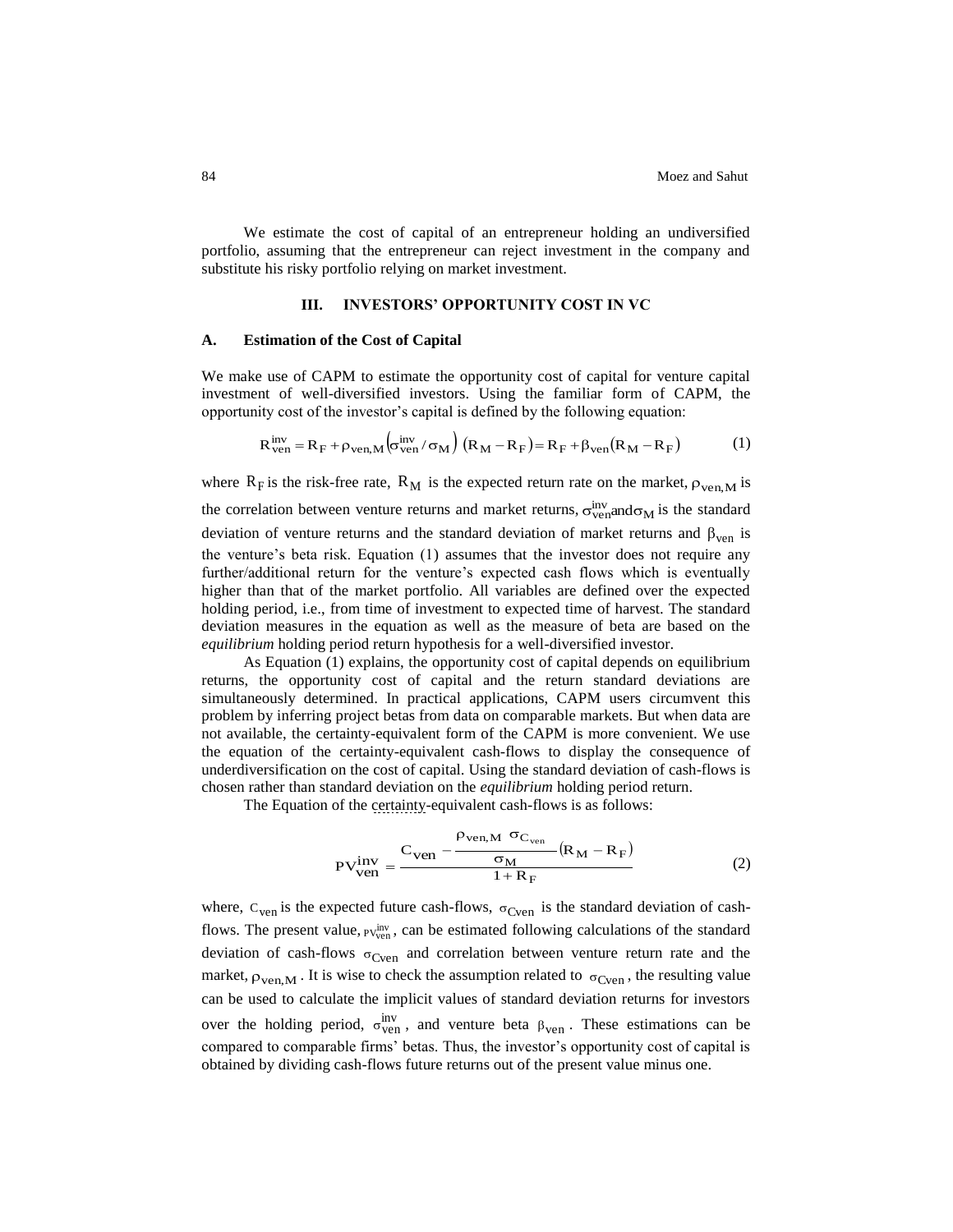We estimate the cost of capital of an entrepreneur holding an undiversified portfolio, assuming that the entrepreneur can reject investment in the company and substitute his risky portfolio relying on market investment.

## III. INVESTORS' OPPORTUNITY COST IN VC

### A. Estimation of the Cost of Capital

We make use of CAPM to estimate the opportunity cost of capital for venture capital investment of well-diversified investors. Using the familiar form of CAPM, the opportunity cost of the investor's capital is defined by the following equation:

$$R_{ven}^{inv} = R_F + \rho_{ven,M}\left(\sigma_{ven}^{inv}/\sigma_M\right)\left(R_M - R_F\right) = R_F + \beta_{ven}\left(R_M - R_F\right) \tag{1}$$

where $R_F$ is the risk-free rate, $R_M$ is the expected return rate on the market, $\rho_{ven,M}$ is the correlation between venture returns and market returns, $\sigma_{ven}^{inv}$ and $\sigma_M$ is the standard deviation of venture returns and the standard deviation of market returns and $\beta_{ven}$ is the venture's beta risk. Equation (1) assumes that the investor does not require any further/additional return for the venture's expected cash flows which is eventually higher than that of the market portfolio. All variables are defined over the expected holding period, i.e., from time of investment to expected time of harvest. The standard deviation measures in the equation as well as the measure of beta are based on the *equilibrium* holding period return hypothesis for a well-diversified investor.

As Equation (1) explains, the opportunity cost of capital depends on equilibrium returns, the opportunity cost of capital and the return standard deviations are simultaneously determined. In practical applications, CAPM users circumvent this problem by inferring project betas from data on comparable markets. But when data are not available, the certainty-equivalent form of the CAPM is more convenient. We use the equation of the certainty-equivalent cash-flows to display the consequence of underdiversification on the cost of capital. Using the standard deviation of cash-flows is chosen rather than standard deviation on the *equilibrium* holding period return.

The Equation of the certainty-equivalent cash-flows is as follows:

$$PV_{ven}^{inv} = \frac{C_{ven} - \dfrac{\rho_{ven,M}\ \sigma_{C_{ven}}}{\sigma_M}\left(R_M - R_F\right)}{1 + R_F} \tag{2}$$

where, $C_{ven}$ is the expected future cash-flows, $\sigma_{Cven}$ is the standard deviation of cash-flows. The present value, $PV_{ven}^{inv}$, can be estimated following calculations of the standard deviation of cash-flows $\sigma_{Cven}$ and correlation between venture return rate and the market, $\rho_{ven,M}$. It is wise to check the assumption related to $\sigma_{Cven}$, the resulting value can be used to calculate the implicit values of standard deviation returns for investors over the holding period, $\sigma_{ven}^{inv}$, and venture beta $\beta_{ven}$. These estimations can be compared to comparable firms' betas. Thus, the investor's opportunity cost of capital is obtained by dividing cash-flows future returns out of the present value minus one.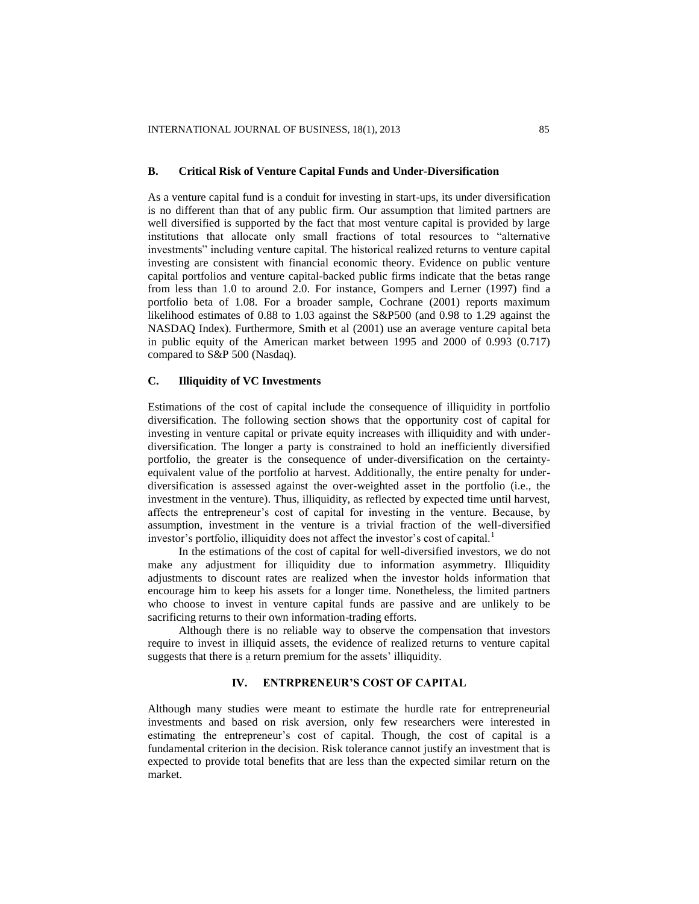### B. Critical Risk of Venture Capital Funds and Under-Diversification

As a venture capital fund is a conduit for investing in start-ups, its under diversification is no different than that of any public firm. Our assumption that limited partners are well diversified is supported by the fact that most venture capital is provided by large institutions that allocate only small fractions of total resources to "alternative investments" including venture capital. The historical realized returns to venture capital investing are consistent with financial economic theory. Evidence on public venture capital portfolios and venture capital-backed public firms indicate that the betas range from less than 1.0 to around 2.0. For instance, Gompers and Lerner (1997) find a portfolio beta of 1.08. For a broader sample, Cochrane (2001) reports maximum likelihood estimates of 0.88 to 1.03 against the S&P500 (and 0.98 to 1.29 against the NASDAQ Index). Furthermore, Smith et al (2001) use an average venture capital beta in public equity of the American market between 1995 and 2000 of 0.993 (0.717) compared to S&P 500 (Nasdaq).

### C. Illiquidity of VC Investments

Estimations of the cost of capital include the consequence of illiquidity in portfolio diversification. The following section shows that the opportunity cost of capital for investing in venture capital or private equity increases with illiquidity and with under-diversification. The longer a party is constrained to hold an inefficiently diversified portfolio, the greater is the consequence of under-diversification on the certainty-equivalent value of the portfolio at harvest. Additionally, the entire penalty for under-diversification is assessed against the over-weighted asset in the portfolio (i.e., the investment in the venture). Thus, illiquidity, as reflected by expected time until harvest, affects the entrepreneur's cost of capital for investing in the venture. Because, by assumption, investment in the venture is a trivial fraction of the well-diversified investor's portfolio, illiquidity does not affect the investor's cost of capital.[1]

In the estimations of the cost of capital for well-diversified investors, we do not make any adjustment for illiquidity due to information asymmetry. Illiquidity adjustments to discount rates are realized when the investor holds information that encourage him to keep his assets for a longer time. Nonetheless, the limited partners who choose to invest in venture capital funds are passive and are unlikely to be sacrificing returns to their own information-trading efforts.

Although there is no reliable way to observe the compensation that investors require to invest in illiquid assets, the evidence of realized returns to venture capital suggests that there is a return premium for the assets' illiquidity.

## IV. ENTRPRENEUR'S COST OF CAPITAL

Although many studies were meant to estimate the hurdle rate for entrepreneurial investments and based on risk aversion, only few researchers were interested in estimating the entrepreneur's cost of capital. Though, the cost of capital is a fundamental criterion in the decision. Risk tolerance cannot justify an investment that is expected to provide total benefits that are less than the expected similar return on the market.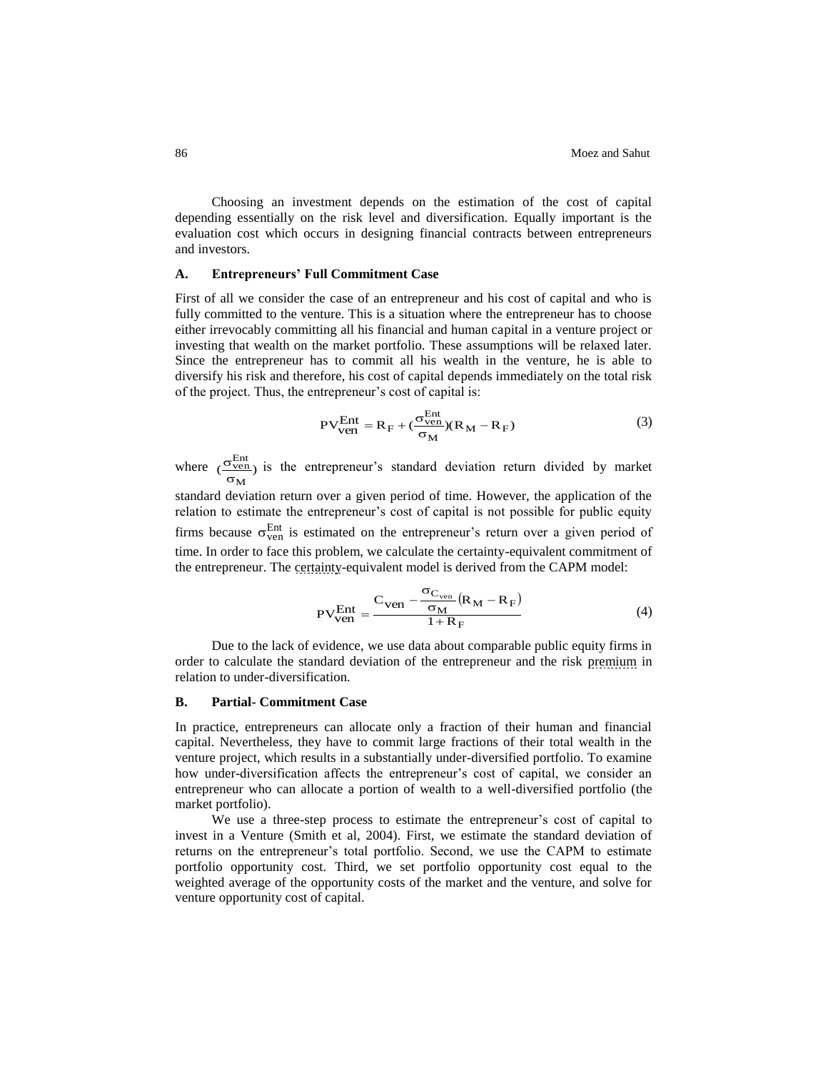Choosing an investment depends on the estimation of the cost of capital depending essentially on the risk level and diversification. Equally important is the evaluation cost which occurs in designing financial contracts between entrepreneurs and investors.

### A. Entrepreneurs' Full Commitment Case

First of all we consider the case of an entrepreneur and his cost of capital and who is fully committed to the venture. This is a situation where the entrepreneur has to choose either irrevocably committing all his financial and human capital in a venture project or investing that wealth on the market portfolio. These assumptions will be relaxed later. Since the entrepreneur has to commit all his wealth in the venture, he is able to diversify his risk and therefore, his cost of capital depends immediately on the total risk of the project. Thus, the entrepreneur's cost of capital is:

$$PV_{ven}^{Ent} = R_F + (\frac{\sigma_{ven}^{Ent}}{\sigma_M})(R_M - R_F) \tag{3}$$

where $(\frac{\sigma_{ven}^{Ent}}{\sigma_M})$ is the entrepreneur's standard deviation return divided by market standard deviation return over a given period of time. However, the application of the relation to estimate the entrepreneur's cost of capital is not possible for public equity firms because $\sigma_{ven}^{Ent}$ is estimated on the entrepreneur's return over a given period of time. In order to face this problem, we calculate the certainty-equivalent commitment of the entrepreneur. The certainty-equivalent model is derived from the CAPM model:

$$PV_{ven}^{Ent} = \frac{C_{ven} - \frac{\sigma_{C_{ven}}}{\sigma_M}(R_M - R_F)}{1 + R_F} \tag{4}$$

Due to the lack of evidence, we use data about comparable public equity firms in order to calculate the standard deviation of the entrepreneur and the risk premium in relation to under-diversification.

### B. Partial- Commitment Case

In practice, entrepreneurs can allocate only a fraction of their human and financial capital. Nevertheless, they have to commit large fractions of their total wealth in the venture project, which results in a substantially under-diversified portfolio. To examine how under-diversification affects the entrepreneur's cost of capital, we consider an entrepreneur who can allocate a portion of wealth to a well-diversified portfolio (the market portfolio).

We use a three-step process to estimate the entrepreneur's cost of capital to invest in a Venture (Smith et al, 2004). First, we estimate the standard deviation of returns on the entrepreneur's total portfolio. Second, we use the CAPM to estimate portfolio opportunity cost. Third, we set portfolio opportunity cost equal to the weighted average of the opportunity costs of the market and the venture, and solve for venture opportunity cost of capital.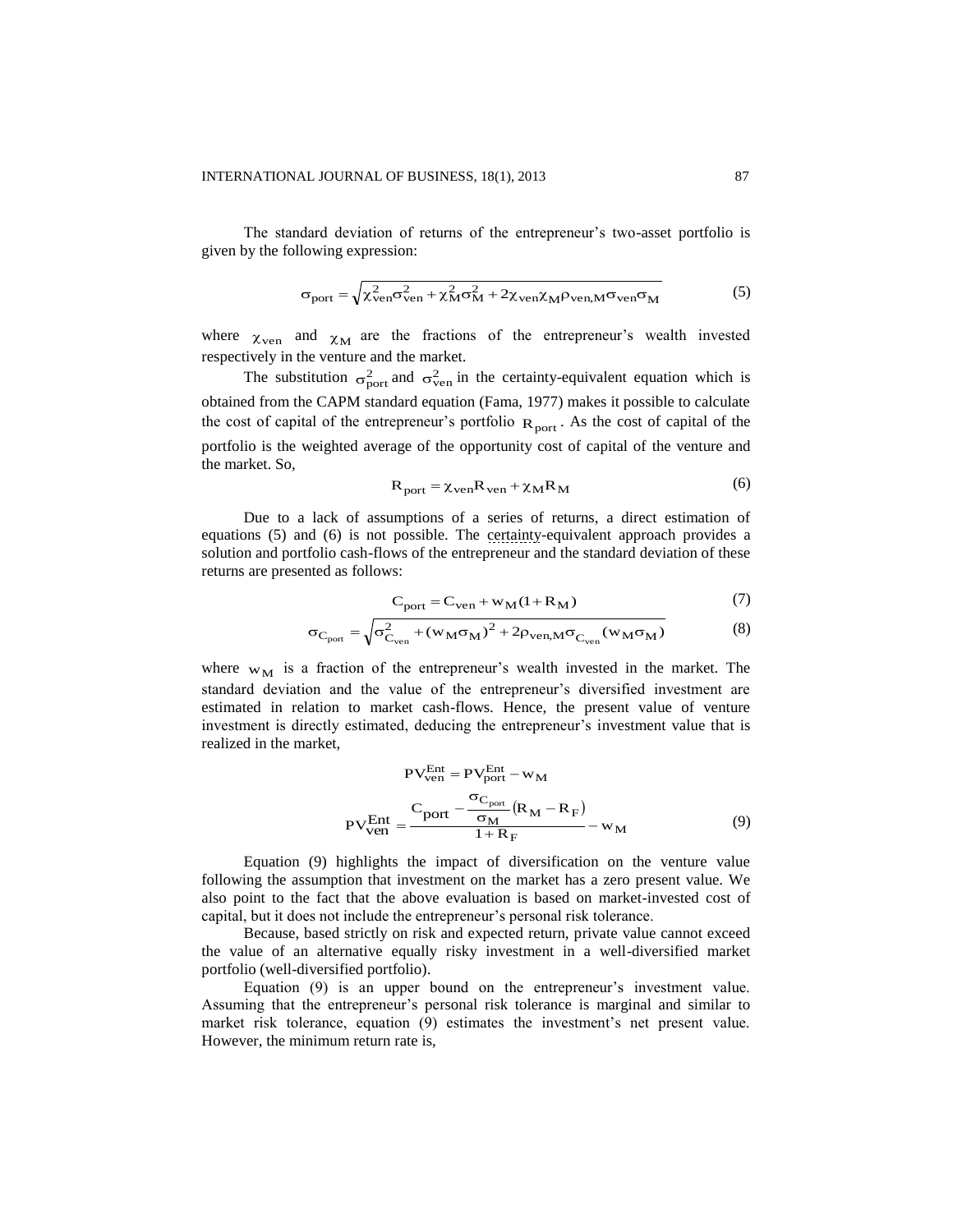The standard deviation of returns of the entrepreneur's two-asset portfolio is given by the following expression:

$$\sigma_{port} = \sqrt{\chi_{ven}^2 \sigma_{ven}^2 + \chi_M^2 \sigma_M^2 + 2\chi_{ven}\chi_M \rho_{ven,M} \sigma_{ven} \sigma_M} \tag{5}$$

where $\chi_{ven}$ and $\chi_M$ are the fractions of the entrepreneur's wealth invested respectively in the venture and the market.

The substitution $\sigma_{port}^2$ and $\sigma_{ven}^2$ in the certainty-equivalent equation which is obtained from the CAPM standard equation (Fama, 1977) makes it possible to calculate the cost of capital of the entrepreneur's portfolio $R_{port}$. As the cost of capital of the portfolio is the weighted average of the opportunity cost of capital of the venture and the market. So,

$$R_{port} = \chi_{ven} R_{ven} + \chi_M R_M \tag{6}$$

Due to a lack of assumptions of a series of returns, a direct estimation of equations (5) and (6) is not possible. The certainty-equivalent approach provides a solution and portfolio cash-flows of the entrepreneur and the standard deviation of these returns are presented as follows:

$$C_{port} = C_{ven} + w_M(1 + R_M) \tag{7}$$

$$\sigma_{C_{port}} = \sqrt{\sigma_{C_{ven}}^2 + (w_M \sigma_M)^2 + 2\rho_{ven,M} \sigma_{C_{ven}} (w_M \sigma_M)} \tag{8}$$

where $w_M$ is a fraction of the entrepreneur's wealth invested in the market. The standard deviation and the value of the entrepreneur's diversified investment are estimated in relation to market cash-flows. Hence, the present value of venture investment is directly estimated, deducing the entrepreneur's investment value that is realized in the market,

$$PV_{ven}^{Ent} = PV_{port}^{Ent} - w_M$$

$$PV_{ven}^{Ent} = \frac{C_{port} - \frac{\sigma_{C_{port}}}{\sigma_M}(R_M - R_F)}{1 + R_F} - w_M \tag{9}$$

Equation (9) highlights the impact of diversification on the venture value following the assumption that investment on the market has a zero present value. We also point to the fact that the above evaluation is based on market-invested cost of capital, but it does not include the entrepreneur's personal risk tolerance.

Because, based strictly on risk and expected return, private value cannot exceed the value of an alternative equally risky investment in a well-diversified market portfolio (well-diversified portfolio).

Equation (9) is an upper bound on the entrepreneur's investment value. Assuming that the entrepreneur's personal risk tolerance is marginal and similar to market risk tolerance, equation (9) estimates the investment's net present value. However, the minimum return rate is,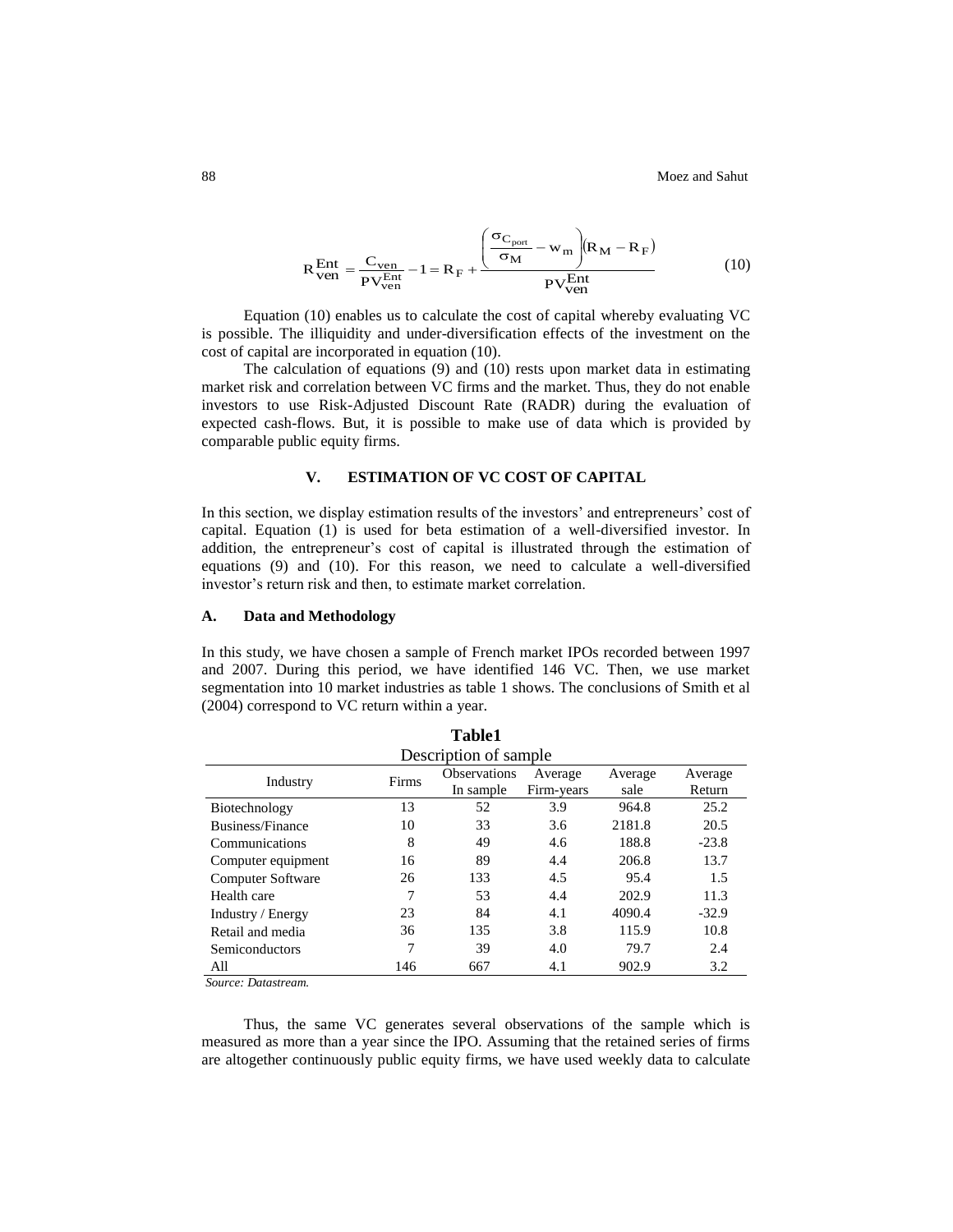$$R_{ven}^{Ent} = \frac{C_{ven}}{PV_{ven}^{Ent}} - 1 = R_F + \frac{\left(\frac{\sigma_{C_{port}}}{\sigma_M} - w_m\right)(R_M - R_F)}{PV_{ven}^{Ent}} \tag{10}$$

Equation (10) enables us to calculate the cost of capital whereby evaluating VC is possible. The illiquidity and under-diversification effects of the investment on the cost of capital are incorporated in equation (10).

The calculation of equations (9) and (10) rests upon market data in estimating market risk and correlation between VC firms and the market. Thus, they do not enable investors to use Risk-Adjusted Discount Rate (RADR) during the evaluation of expected cash-flows. But, it is possible to make use of data which is provided by comparable public equity firms.

## V. ESTIMATION OF VC COST OF CAPITAL

In this section, we display estimation results of the investors' and entrepreneurs' cost of capital. Equation (1) is used for beta estimation of a well-diversified investor. In addition, the entrepreneur's cost of capital is illustrated through the estimation of equations (9) and (10). For this reason, we need to calculate a well-diversified investor's return risk and then, to estimate market correlation.

### A. Data and Methodology

In this study, we have chosen a sample of French market IPOs recorded between 1997 and 2007. During this period, we have identified 146 VC. Then, we use market segmentation into 10 market industries as table 1 shows. The conclusions of Smith et al (2004) correspond to VC return within a year.

**Table1**

Description of sample

| Industry | Firms | Observations In sample | Average Firm-years | Average sale | Average Return |
|---|---|---|---|---|---|
| Biotechnology | 13 | 52 | 3.9 | 964.8 | 25.2 |
| Business/Finance | 10 | 33 | 3.6 | 2181.8 | 20.5 |
| Communications | 8 | 49 | 4.6 | 188.8 | -23.8 |
| Computer equipment | 16 | 89 | 4.4 | 206.8 | 13.7 |
| Computer Software | 26 | 133 | 4.5 | 95.4 | 1.5 |
| Health care | 7 | 53 | 4.4 | 202.9 | 11.3 |
| Industry / Energy | 23 | 84 | 4.1 | 4090.4 | -32.9 |
| Retail and media | 36 | 135 | 3.8 | 115.9 | 10.8 |
| Semiconductors | 7 | 39 | 4.0 | 79.7 | 2.4 |
| All | 146 | 667 | 4.1 | 902.9 | 3.2 |

*Source: Datastream.*

Thus, the same VC generates several observations of the sample which is measured as more than a year since the IPO. Assuming that the retained series of firms are altogether continuously public equity firms, we have used weekly data to calculate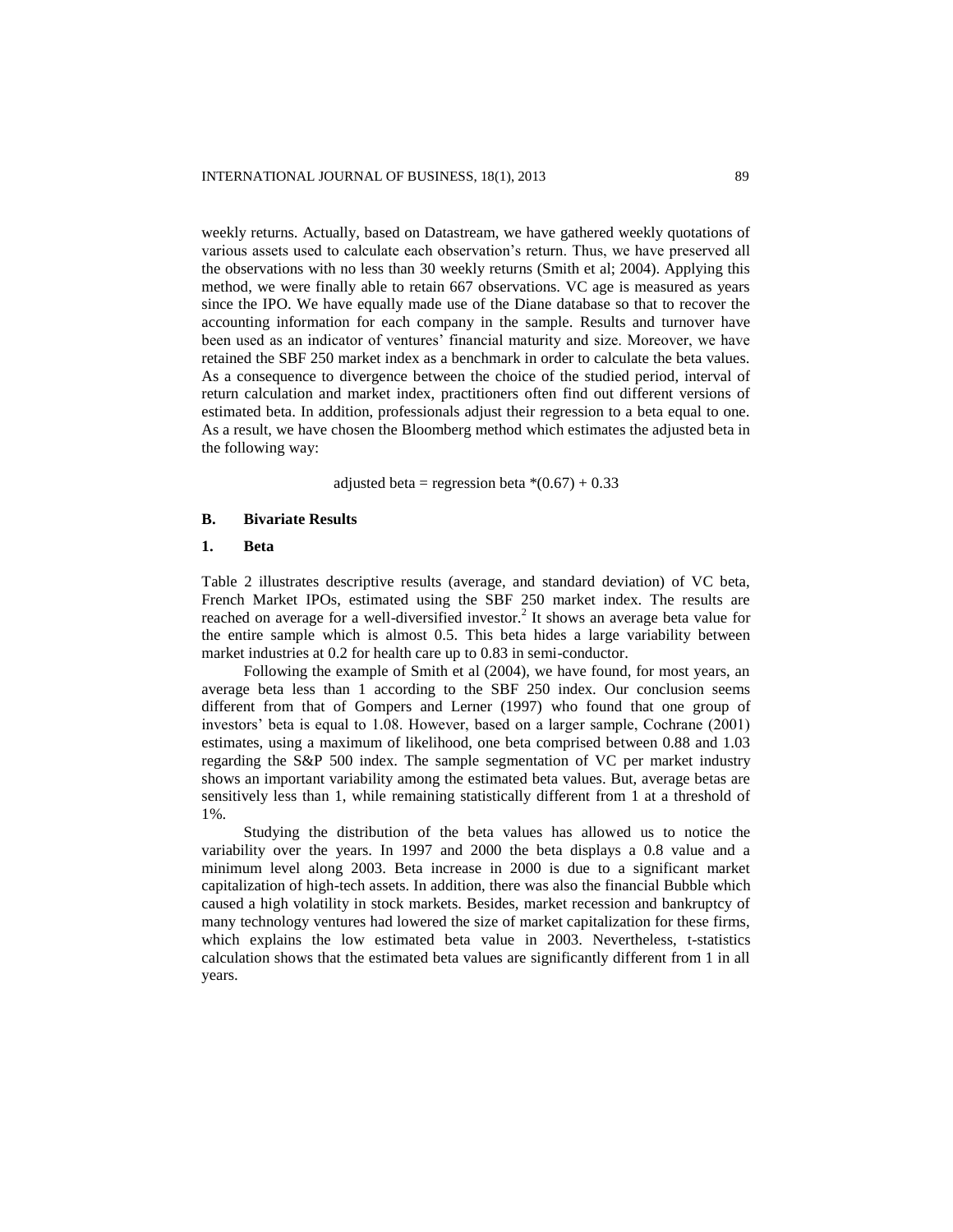weekly returns. Actually, based on Datastream, we have gathered weekly quotations of various assets used to calculate each observation's return. Thus, we have preserved all the observations with no less than 30 weekly returns (Smith et al; 2004). Applying this method, we were finally able to retain 667 observations. VC age is measured as years since the IPO. We have equally made use of the Diane database so that to recover the accounting information for each company in the sample. Results and turnover have been used as an indicator of ventures' financial maturity and size. Moreover, we have retained the SBF 250 market index as a benchmark in order to calculate the beta values. As a consequence to divergence between the choice of the studied period, interval of return calculation and market index, practitioners often find out different versions of estimated beta. In addition, professionals adjust their regression to a beta equal to one. As a result, we have chosen the Bloomberg method which estimates the adjusted beta in the following way:

$$\text{adjusted beta} = \text{regression beta} * (0.67) + 0.33$$

### B. Bivariate Results

#### 1. Beta

Table 2 illustrates descriptive results (average, and standard deviation) of VC beta, French Market IPOs, estimated using the SBF 250 market index. The results are reached on average for a well-diversified investor.[2] It shows an average beta value for the entire sample which is almost 0.5. This beta hides a large variability between market industries at 0.2 for health care up to 0.83 in semi-conductor.

Following the example of Smith et al (2004), we have found, for most years, an average beta less than 1 according to the SBF 250 index. Our conclusion seems different from that of Gompers and Lerner (1997) who found that one group of investors' beta is equal to 1.08. However, based on a larger sample, Cochrane (2001) estimates, using a maximum of likelihood, one beta comprised between 0.88 and 1.03 regarding the S&P 500 index. The sample segmentation of VC per market industry shows an important variability among the estimated beta values. But, average betas are sensitively less than 1, while remaining statistically different from 1 at a threshold of 1%.

Studying the distribution of the beta values has allowed us to notice the variability over the years. In 1997 and 2000 the beta displays a 0.8 value and a minimum level along 2003. Beta increase in 2000 is due to a significant market capitalization of high-tech assets. In addition, there was also the financial Bubble which caused a high volatility in stock markets. Besides, market recession and bankruptcy of many technology ventures had lowered the size of market capitalization for these firms, which explains the low estimated beta value in 2003. Nevertheless, t-statistics calculation shows that the estimated beta values are significantly different from 1 in all years.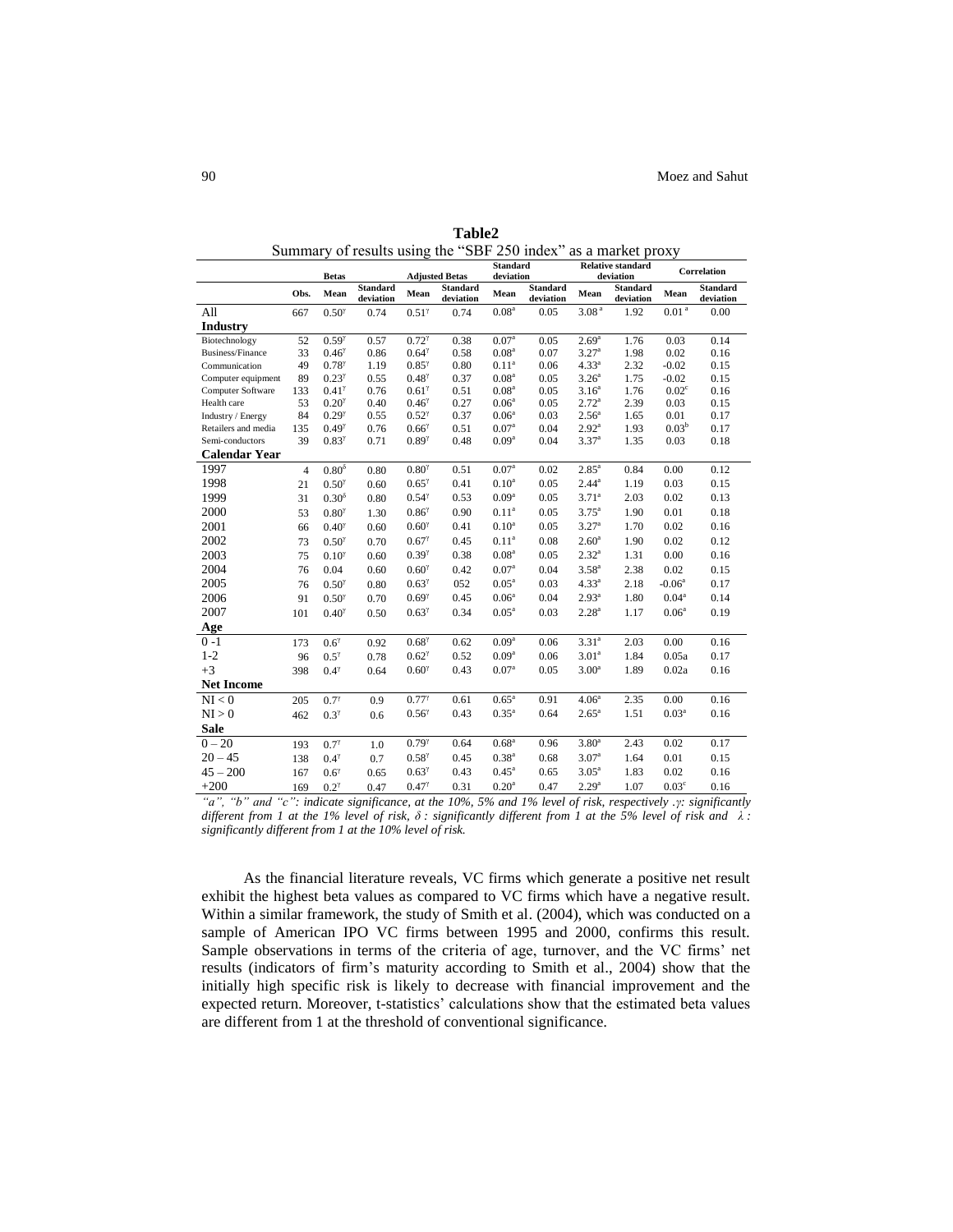**Table2**

Summary of results using the "SBF 250 index" as a market proxy

| | | Betas | | Adjusted Betas | | Standard deviation | | Relative standard deviation | | Correlation | |
|---|---|---|---|---|---|---|---|---|---|---|---|
| | Obs. | Mean | Standard deviation | Mean | Standard deviation | Mean | Standard deviation | Mean | Standard deviation | Mean | Standard deviation |
| All | 667 | 0.50$^{\gamma}$ | 0.74 | 0.51$^{\gamma}$ | 0.74 | 0.08$^{a}$ | 0.05 | 3.08$^{a}$ | 1.92 | 0.01$^{a}$ | 0.00 |
| **Industry** | | | | | | | | | | | |
| Biotechnology | 52 | 0.59$^{\gamma}$ | 0.57 | 0.72$^{\gamma}$ | 0.38 | 0.07$^{a}$ | 0.05 | 2.69$^{a}$ | 1.76 | 0.03 | 0.14 |
| Business/Finance | 33 | 0.46$^{\gamma}$ | 0.86 | 0.64$^{\gamma}$ | 0.58 | 0.08$^{a}$ | 0.07 | 3.27$^{a}$ | 1.98 | 0.02 | 0.16 |
| Communication | 49 | 0.78$^{\gamma}$ | 1.19 | 0.85$^{\gamma}$ | 0.80 | 0.11$^{a}$ | 0.06 | 4.33$^{a}$ | 2.32 | -0.02 | 0.15 |
| Computer equipment | 89 | 0.23$^{\gamma}$ | 0.55 | 0.48$^{\gamma}$ | 0.37 | 0.08$^{a}$ | 0.05 | 3.26$^{a}$ | 1.75 | -0.02 | 0.15 |
| Computer Software | 133 | 0.41$^{\gamma}$ | 0.76 | 0.61$^{\gamma}$ | 0.51 | 0.08$^{a}$ | 0.05 | 3.16$^{a}$ | 1.76 | 0.02$^{c}$ | 0.16 |
| Health care | 53 | 0.20$^{\gamma}$ | 0.40 | 0.46$^{\gamma}$ | 0.27 | 0.06$^{a}$ | 0.05 | 2.72$^{a}$ | 2.39 | 0.03 | 0.15 |
| Industry / Energy | 84 | 0.29$^{\gamma}$ | 0.55 | 0.52$^{\gamma}$ | 0.37 | 0.06$^{a}$ | 0.03 | 2.56$^{a}$ | 1.65 | 0.01 | 0.17 |
| Retailers and media | 135 | 0.49$^{\gamma}$ | 0.76 | 0.66$^{\gamma}$ | 0.51 | 0.07$^{a}$ | 0.04 | 2.92$^{a}$ | 1.93 | 0.03$^{b}$ | 0.17 |
| Semi-conductors | 39 | 0.83$^{\gamma}$ | 0.71 | 0.89$^{\gamma}$ | 0.48 | 0.09$^{a}$ | 0.04 | 3.37$^{a}$ | 1.35 | 0.03 | 0.18 |
| **Calendar Year** | | | | | | | | | | | |
| 1997 | 4 | 0.80$^{\delta}$ | 0.80 | 0.80$^{\gamma}$ | 0.51 | 0.07$^{a}$ | 0.02 | 2.85$^{a}$ | 0.84 | 0.00 | 0.12 |
| 1998 | 21 | 0.50$^{\gamma}$ | 0.60 | 0.65$^{\gamma}$ | 0.41 | 0.10$^{a}$ | 0.05 | 2.44$^{a}$ | 1.19 | 0.03 | 0.15 |
| 1999 | 31 | 0.30$^{\delta}$ | 0.80 | 0.54$^{\gamma}$ | 0.53 | 0.09$^{a}$ | 0.05 | 3.71$^{a}$ | 2.03 | 0.02 | 0.13 |
| 2000 | 53 | 0.80$^{\gamma}$ | 1.30 | 0.86$^{\gamma}$ | 0.90 | 0.11$^{a}$ | 0.05 | 3.75$^{a}$ | 1.90 | 0.01 | 0.18 |
| 2001 | 66 | 0.40$^{\gamma}$ | 0.60 | 0.60$^{\gamma}$ | 0.41 | 0.10$^{a}$ | 0.05 | 3.27$^{a}$ | 1.70 | 0.02 | 0.16 |
| 2002 | 73 | 0.50$^{\gamma}$ | 0.70 | 0.67$^{\gamma}$ | 0.45 | 0.11$^{a}$ | 0.08 | 2.60$^{a}$ | 1.90 | 0.02 | 0.12 |
| 2003 | 75 | 0.10$^{\gamma}$ | 0.60 | 0.39$^{\gamma}$ | 0.38 | 0.08$^{a}$ | 0.05 | 2.32$^{a}$ | 1.31 | 0.00 | 0.16 |
| 2004 | 76 | 0.04 | 0.60 | 0.60$^{\gamma}$ | 0.42 | 0.07$^{a}$ | 0.04 | 3.58$^{a}$ | 2.38 | 0.02 | 0.15 |
| 2005 | 76 | 0.50$^{\gamma}$ | 0.80 | 0.63$^{\gamma}$ | 052 | 0.05$^{a}$ | 0.03 | 4.33$^{a}$ | 2.18 | -0.06$^{a}$ | 0.17 |
| 2006 | 91 | 0.50$^{\gamma}$ | 0.70 | 0.69$^{\gamma}$ | 0.45 | 0.06$^{a}$ | 0.04 | 2.93$^{a}$ | 1.80 | 0.04$^{a}$ | 0.14 |
| 2007 | 101 | 0.40$^{\gamma}$ | 0.50 | 0.63$^{\gamma}$ | 0.34 | 0.05$^{a}$ | 0.03 | 2.28$^{a}$ | 1.17 | 0.06$^{a}$ | 0.19 |
| **Age** | | | | | | | | | | | |
| 0 -1 | 173 | 0.6$^{\gamma}$ | 0.92 | 0.68$^{\gamma}$ | 0.62 | 0.09$^{a}$ | 0.06 | 3.31$^{a}$ | 2.03 | 0.00 | 0.16 |
| 1-2 | 96 | 0.5$^{\gamma}$ | 0.78 | 0.62$^{\gamma}$ | 0.52 | 0.09$^{a}$ | 0.06 | 3.01$^{a}$ | 1.84 | 0.05a | 0.17 |
| +3 | 398 | 0.4$^{\gamma}$ | 0.64 | 0.60$^{\gamma}$ | 0.43 | 0.07$^{a}$ | 0.05 | 3.00$^{a}$ | 1.89 | 0.02a | 0.16 |
| **Net Income** | | | | | | | | | | | |
| NI < 0 | 205 | 0.7$^{\gamma}$ | 0.9 | 0.77$^{\gamma}$ | 0.61 | 0.65$^{a}$ | 0.91 | 4.06$^{a}$ | 2.35 | 0.00 | 0.16 |
| NI > 0 | 462 | 0.3$^{\gamma}$ | 0.6 | 0.56$^{\gamma}$ | 0.43 | 0.35$^{a}$ | 0.64 | 2.65$^{a}$ | 1.51 | 0.03$^{a}$ | 0.16 |
| **Sale** | | | | | | | | | | | |
| 0 – 20 | 193 | 0.7$^{\gamma}$ | 1.0 | 0.79$^{\gamma}$ | 0.64 | 0.68$^{a}$ | 0.96 | 3.80$^{a}$ | 2.43 | 0.02 | 0.17 |
| 20 – 45 | 138 | 0.4$^{\gamma}$ | 0.7 | 0.58$^{\gamma}$ | 0.45 | 0.38$^{a}$ | 0.68 | 3.07$^{a}$ | 1.64 | 0.01 | 0.15 |
| 45 – 200 | 167 | 0.6$^{\gamma}$ | 0.65 | 0.63$^{\gamma}$ | 0.43 | 0.45$^{a}$ | 0.65 | 3.05$^{a}$ | 1.83 | 0.02 | 0.16 |
| +200 | 169 | 0.2$^{\gamma}$ | 0.47 | 0.47$^{\gamma}$ | 0.31 | 0.20$^{a}$ | 0.47 | 2.29$^{a}$ | 1.07 | 0.03$^{c}$ | 0.16 |

*"a", "b" and "c": indicate significance, at the 10%, 5% and 1% level of risk, respectively .γ: significantly different from 1 at the 1% level of risk, δ : significantly different from 1 at the 5% level of risk and λ : significantly different from 1 at the 10% level of risk.*

As the financial literature reveals, VC firms which generate a positive net result exhibit the highest beta values as compared to VC firms which have a negative result. Within a similar framework, the study of Smith et al. (2004), which was conducted on a sample of American IPO VC firms between 1995 and 2000, confirms this result. Sample observations in terms of the criteria of age, turnover, and the VC firms' net results (indicators of firm's maturity according to Smith et al., 2004) show that the initially high specific risk is likely to decrease with financial improvement and the expected return. Moreover, t-statistics' calculations show that the estimated beta values are different from 1 at the threshold of conventional significance.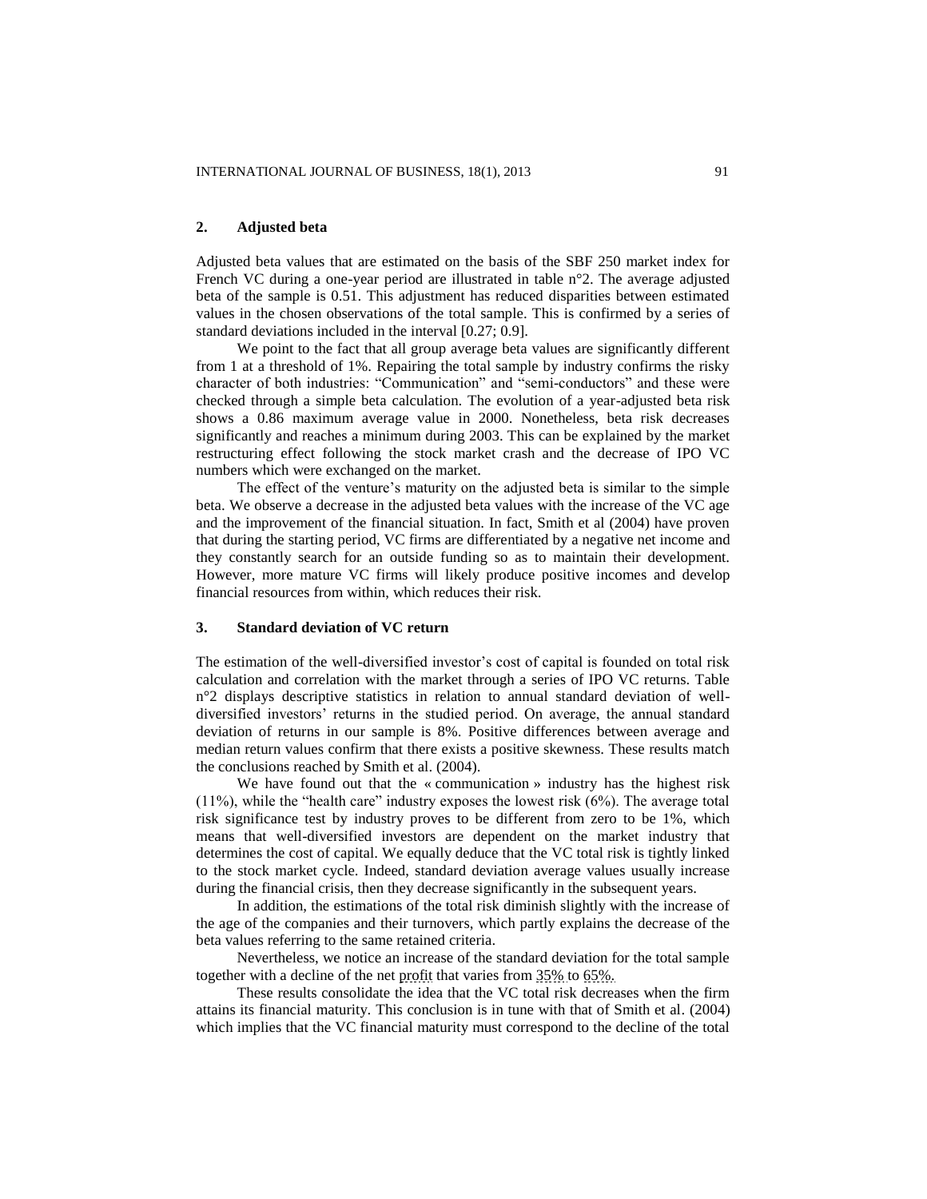## 2. Adjusted beta

Adjusted beta values that are estimated on the basis of the SBF 250 market index for French VC during a one-year period are illustrated in table n°2. The average adjusted beta of the sample is 0.51. This adjustment has reduced disparities between estimated values in the chosen observations of the total sample. This is confirmed by a series of standard deviations included in the interval [0.27; 0.9].

We point to the fact that all group average beta values are significantly different from 1 at a threshold of 1%. Repairing the total sample by industry confirms the risky character of both industries: "Communication" and "semi-conductors" and these were checked through a simple beta calculation. The evolution of a year-adjusted beta risk shows a 0.86 maximum average value in 2000. Nonetheless, beta risk decreases significantly and reaches a minimum during 2003. This can be explained by the market restructuring effect following the stock market crash and the decrease of IPO VC numbers which were exchanged on the market.

The effect of the venture's maturity on the adjusted beta is similar to the simple beta. We observe a decrease in the adjusted beta values with the increase of the VC age and the improvement of the financial situation. In fact, Smith et al (2004) have proven that during the starting period, VC firms are differentiated by a negative net income and they constantly search for an outside funding so as to maintain their development. However, more mature VC firms will likely produce positive incomes and develop financial resources from within, which reduces their risk.

## 3. Standard deviation of VC return

The estimation of the well-diversified investor's cost of capital is founded on total risk calculation and correlation with the market through a series of IPO VC returns. Table n°2 displays descriptive statistics in relation to annual standard deviation of well-diversified investors' returns in the studied period. On average, the annual standard deviation of returns in our sample is 8%. Positive differences between average and median return values confirm that there exists a positive skewness. These results match the conclusions reached by Smith et al. (2004).

We have found out that the « communication » industry has the highest risk (11%), while the "health care" industry exposes the lowest risk (6%). The average total risk significance test by industry proves to be different from zero to be 1%, which means that well-diversified investors are dependent on the market industry that determines the cost of capital. We equally deduce that the VC total risk is tightly linked to the stock market cycle. Indeed, standard deviation average values usually increase during the financial crisis, then they decrease significantly in the subsequent years.

In addition, the estimations of the total risk diminish slightly with the increase of the age of the companies and their turnovers, which partly explains the decrease of the beta values referring to the same retained criteria.

Nevertheless, we notice an increase of the standard deviation for the total sample together with a decline of the net profit that varies from 35% to 65%.

These results consolidate the idea that the VC total risk decreases when the firm attains its financial maturity. This conclusion is in tune with that of Smith et al. (2004) which implies that the VC financial maturity must correspond to the decline of the total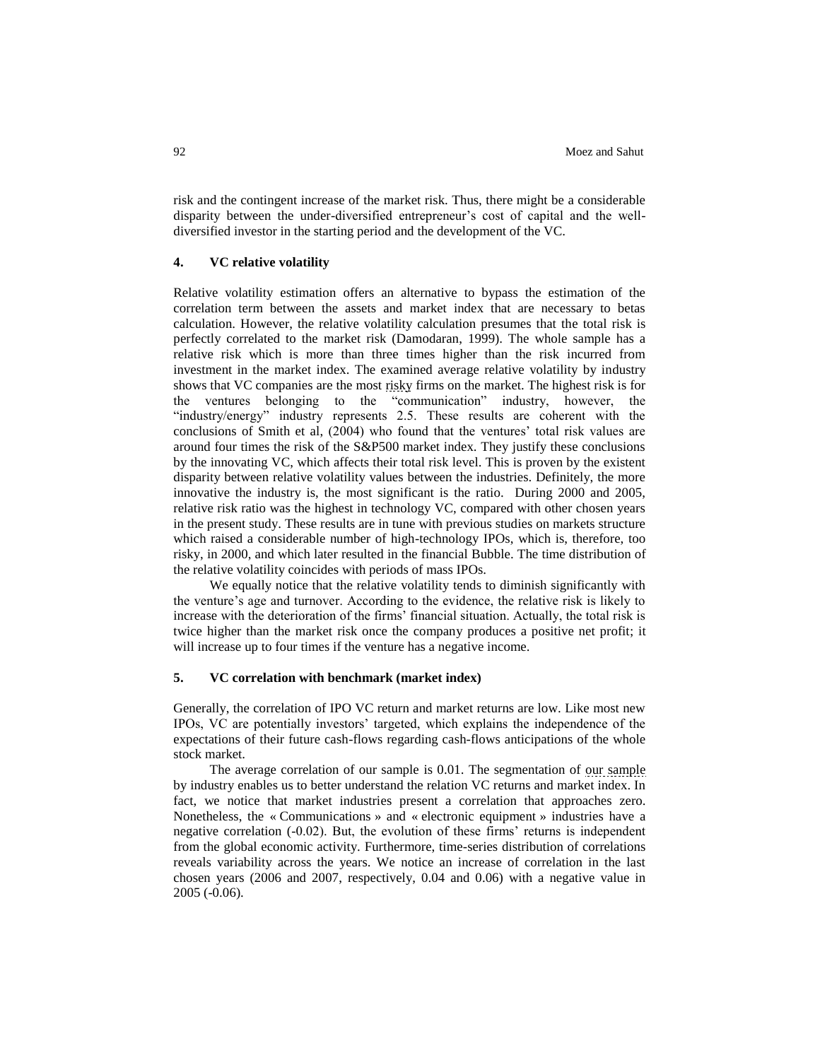risk and the contingent increase of the market risk. Thus, there might be a considerable disparity between the under-diversified entrepreneur's cost of capital and the well-diversified investor in the starting period and the development of the VC.

## 4. VC relative volatility

Relative volatility estimation offers an alternative to bypass the estimation of the correlation term between the assets and market index that are necessary to betas calculation. However, the relative volatility calculation presumes that the total risk is perfectly correlated to the market risk (Damodaran, 1999). The whole sample has a relative risk which is more than three times higher than the risk incurred from investment in the market index. The examined average relative volatility by industry shows that VC companies are the most risky firms on the market. The highest risk is for the ventures belonging to the "communication" industry, however, the "industry/energy" industry represents 2.5. These results are coherent with the conclusions of Smith et al, (2004) who found that the ventures' total risk values are around four times the risk of the S&P500 market index. They justify these conclusions by the innovating VC, which affects their total risk level. This is proven by the existent disparity between relative volatility values between the industries. Definitely, the more innovative the industry is, the most significant is the ratio. During 2000 and 2005, relative risk ratio was the highest in technology VC, compared with other chosen years in the present study. These results are in tune with previous studies on markets structure which raised a considerable number of high-technology IPOs, which is, therefore, too risky, in 2000, and which later resulted in the financial Bubble. The time distribution of the relative volatility coincides with periods of mass IPOs.

We equally notice that the relative volatility tends to diminish significantly with the venture's age and turnover. According to the evidence, the relative risk is likely to increase with the deterioration of the firms' financial situation. Actually, the total risk is twice higher than the market risk once the company produces a positive net profit; it will increase up to four times if the venture has a negative income.

## 5. VC correlation with benchmark (market index)

Generally, the correlation of IPO VC return and market returns are low. Like most new IPOs, VC are potentially investors' targeted, which explains the independence of the expectations of their future cash-flows regarding cash-flows anticipations of the whole stock market.

The average correlation of our sample is 0.01. The segmentation of our sample by industry enables us to better understand the relation VC returns and market index. In fact, we notice that market industries present a correlation that approaches zero. Nonetheless, the « Communications » and « electronic equipment » industries have a negative correlation (-0.02). But, the evolution of these firms' returns is independent from the global economic activity. Furthermore, time-series distribution of correlations reveals variability across the years. We notice an increase of correlation in the last chosen years (2006 and 2007, respectively, 0.04 and 0.06) with a negative value in 2005 (-0.06).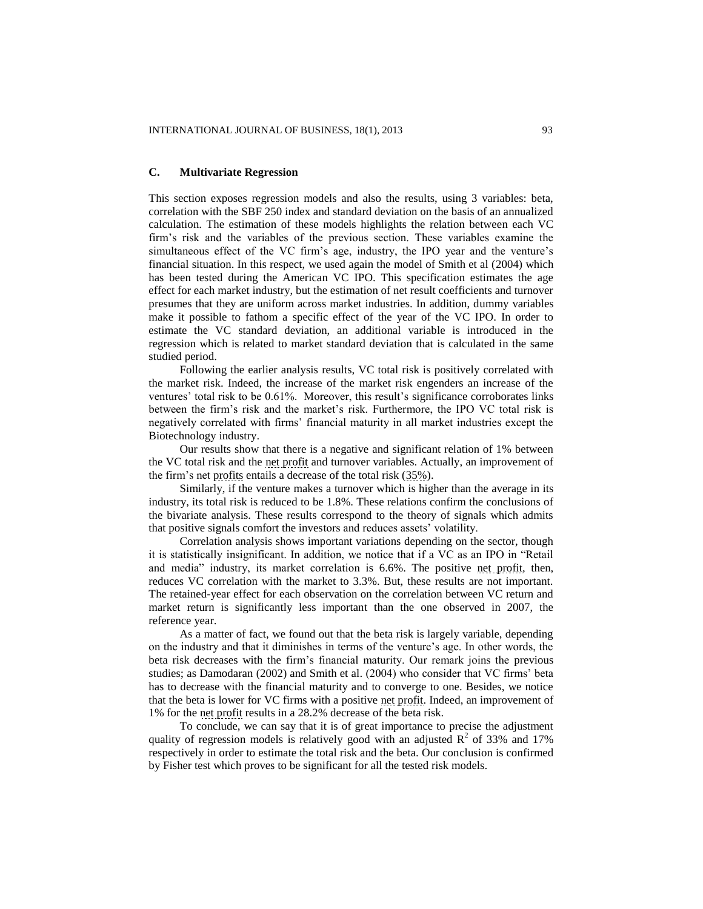### C. Multivariate Regression

This section exposes regression models and also the results, using 3 variables: beta, correlation with the SBF 250 index and standard deviation on the basis of an annualized calculation. The estimation of these models highlights the relation between each VC firm's risk and the variables of the previous section. These variables examine the simultaneous effect of the VC firm's age, industry, the IPO year and the venture's financial situation. In this respect, we used again the model of Smith et al (2004) which has been tested during the American VC IPO. This specification estimates the age effect for each market industry, but the estimation of net result coefficients and turnover presumes that they are uniform across market industries. In addition, dummy variables make it possible to fathom a specific effect of the year of the VC IPO. In order to estimate the VC standard deviation, an additional variable is introduced in the regression which is related to market standard deviation that is calculated in the same studied period.

Following the earlier analysis results, VC total risk is positively correlated with the market risk. Indeed, the increase of the market risk engenders an increase of the ventures' total risk to be 0.61%. Moreover, this result's significance corroborates links between the firm's risk and the market's risk. Furthermore, the IPO VC total risk is negatively correlated with firms' financial maturity in all market industries except the Biotechnology industry.

Our results show that there is a negative and significant relation of 1% between the VC total risk and the net profit and turnover variables. Actually, an improvement of the firm's net profits entails a decrease of the total risk (35%).

Similarly, if the venture makes a turnover which is higher than the average in its industry, its total risk is reduced to be 1.8%. These relations confirm the conclusions of the bivariate analysis. These results correspond to the theory of signals which admits that positive signals comfort the investors and reduces assets' volatility.

Correlation analysis shows important variations depending on the sector, though it is statistically insignificant. In addition, we notice that if a VC as an IPO in "Retail and media" industry, its market correlation is 6.6%. The positive net profit, then, reduces VC correlation with the market to 3.3%. But, these results are not important. The retained-year effect for each observation on the correlation between VC return and market return is significantly less important than the one observed in 2007, the reference year.

As a matter of fact, we found out that the beta risk is largely variable, depending on the industry and that it diminishes in terms of the venture's age. In other words, the beta risk decreases with the firm's financial maturity. Our remark joins the previous studies; as Damodaran (2002) and Smith et al. (2004) who consider that VC firms' beta has to decrease with the financial maturity and to converge to one. Besides, we notice that the beta is lower for VC firms with a positive net profit. Indeed, an improvement of 1% for the net profit results in a 28.2% decrease of the beta risk.

To conclude, we can say that it is of great importance to precise the adjustment quality of regression models is relatively good with an adjusted $R^2$ of 33% and 17% respectively in order to estimate the total risk and the beta. Our conclusion is confirmed by Fisher test which proves to be significant for all the tested risk models.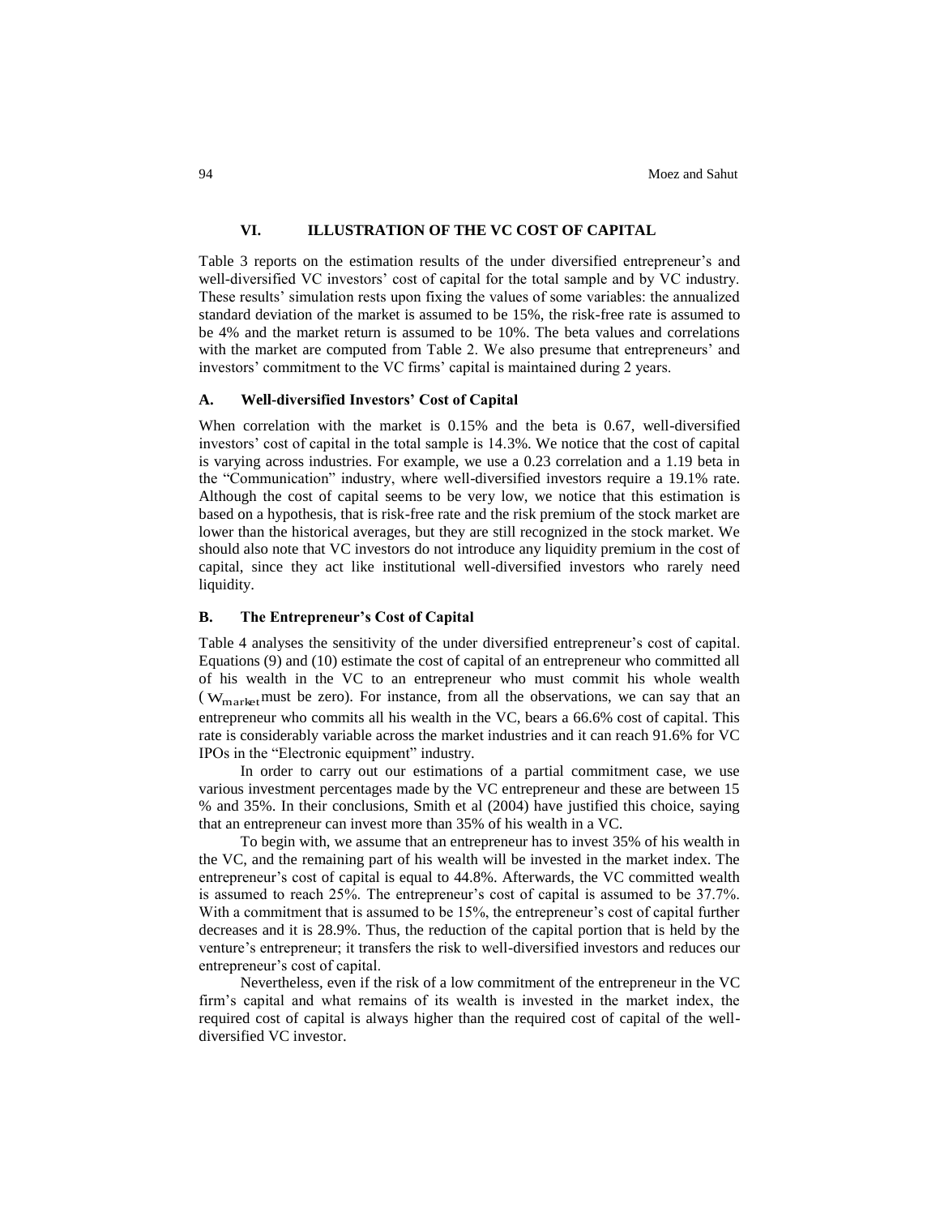## VI. ILLUSTRATION OF THE VC COST OF CAPITAL

Table 3 reports on the estimation results of the under diversified entrepreneur's and well-diversified VC investors' cost of capital for the total sample and by VC industry. These results' simulation rests upon fixing the values of some variables: the annualized standard deviation of the market is assumed to be 15%, the risk-free rate is assumed to be 4% and the market return is assumed to be 10%. The beta values and correlations with the market are computed from Table 2. We also presume that entrepreneurs' and investors' commitment to the VC firms' capital is maintained during 2 years.

### A. Well-diversified Investors' Cost of Capital

When correlation with the market is 0.15% and the beta is 0.67, well-diversified investors' cost of capital in the total sample is 14.3%. We notice that the cost of capital is varying across industries. For example, we use a 0.23 correlation and a 1.19 beta in the "Communication" industry, where well-diversified investors require a 19.1% rate. Although the cost of capital seems to be very low, we notice that this estimation is based on a hypothesis, that is risk-free rate and the risk premium of the stock market are lower than the historical averages, but they are still recognized in the stock market. We should also note that VC investors do not introduce any liquidity premium in the cost of capital, since they act like institutional well-diversified investors who rarely need liquidity.

### B. The Entrepreneur's Cost of Capital

Table 4 analyses the sensitivity of the under diversified entrepreneur's cost of capital. Equations (9) and (10) estimate the cost of capital of an entrepreneur who committed all of his wealth in the VC to an entrepreneur who must commit his whole wealth ( $W_{market}$ must be zero). For instance, from all the observations, we can say that an entrepreneur who commits all his wealth in the VC, bears a 66.6% cost of capital. This rate is considerably variable across the market industries and it can reach 91.6% for VC IPOs in the "Electronic equipment" industry.

In order to carry out our estimations of a partial commitment case, we use various investment percentages made by the VC entrepreneur and these are between 15 % and 35%. In their conclusions, Smith et al (2004) have justified this choice, saying that an entrepreneur can invest more than 35% of his wealth in a VC.

To begin with, we assume that an entrepreneur has to invest 35% of his wealth in the VC, and the remaining part of his wealth will be invested in the market index. The entrepreneur's cost of capital is equal to 44.8%. Afterwards, the VC committed wealth is assumed to reach 25%. The entrepreneur's cost of capital is assumed to be 37.7%. With a commitment that is assumed to be 15%, the entrepreneur's cost of capital further decreases and it is 28.9%. Thus, the reduction of the capital portion that is held by the venture's entrepreneur; it transfers the risk to well-diversified investors and reduces our entrepreneur's cost of capital.

Nevertheless, even if the risk of a low commitment of the entrepreneur in the VC firm's capital and what remains of its wealth is invested in the market index, the required cost of capital is always higher than the required cost of capital of the well-diversified VC investor.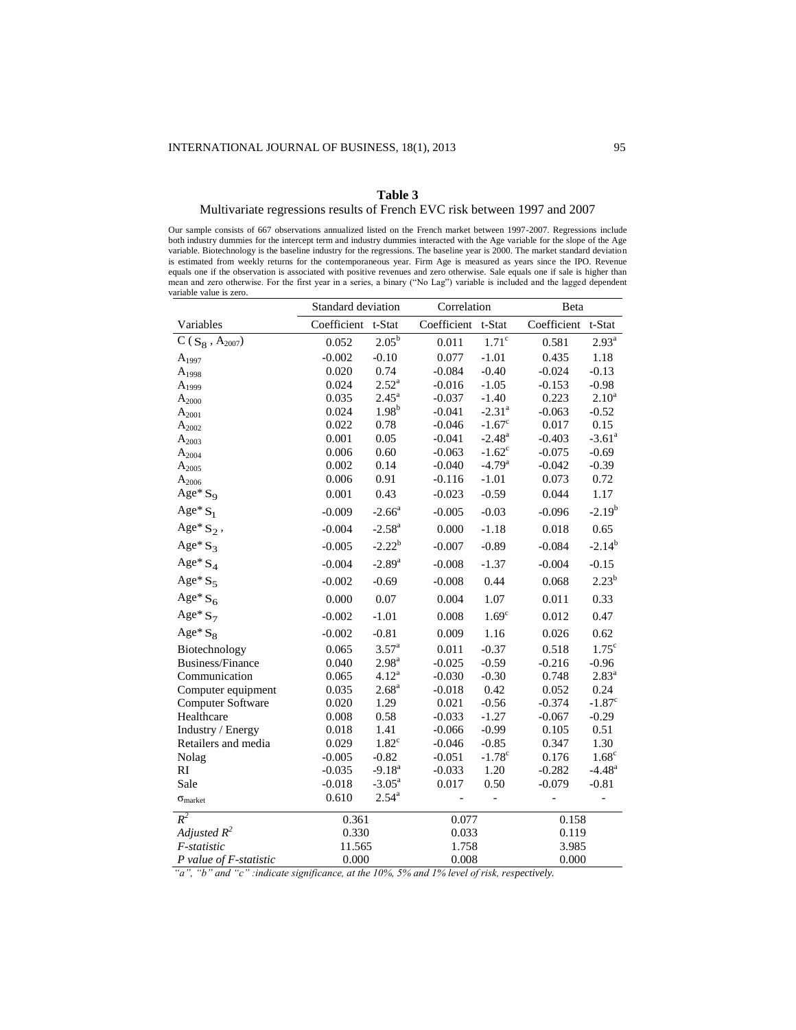**Table 3**

Multivariate regressions results of French EVC risk between 1997 and 2007

Our sample consists of 667 observations annualized listed on the French market between 1997-2007. Regressions include both industry dummies for the intercept term and industry dummies interacted with the Age variable for the slope of the Age variable. Biotechnology is the baseline industry for the regressions. The baseline year is 2000. The market standard deviation is estimated from weekly returns for the contemporaneous year. Firm Age is measured as years since the IPO. Revenue equals one if the observation is associated with positive revenues and zero otherwise. Sale equals one if sale is higher than mean and zero otherwise. For the first year in a series, a binary ("No Lag") variable is included and the lagged dependent variable value is zero.

| | Standard deviation | | Correlation | | Beta | |
|---|---|---|---|---|---|---|
| Variables | Coefficient | t-Stat | Coefficient | t-Stat | Coefficient | t-Stat |
| C ( $S_8$ , $A_{2007}$) | 0.052 | 2.05[b] | 0.011 | 1.71[c] | 0.581 | 2.93[a] |
| $A_{1997}$ | -0.002 | -0.10 | 0.077 | -1.01 | 0.435 | 1.18 |
| $A_{1998}$ | 0.020 | 0.74 | -0.084 | -0.40 | -0.024 | -0.13 |
| $A_{1999}$ | 0.024 | 2.52[a] | -0.016 | -1.05 | -0.153 | -0.98 |
| $A_{2000}$ | 0.035 | 2.45[a] | -0.037 | -1.40 | 0.223 | 2.10[a] |
| $A_{2001}$ | 0.024 | 1.98[b] | -0.041 | -2.31[a] | -0.063 | -0.52 |
| $A_{2002}$ | 0.022 | 0.78 | -0.046 | -1.67[c] | 0.017 | 0.15 |
| $A_{2003}$ | 0.001 | 0.05 | -0.041 | -2.48[a] | -0.403 | -3.61[a] |
| $A_{2004}$ | 0.006 | 0.60 | -0.063 | -1.62[c] | -0.075 | -0.69 |
| $A_{2005}$ | 0.002 | 0.14 | -0.040 | -4.79[a] | -0.042 | -0.39 |
| $A_{2006}$ | 0.006 | 0.91 | -0.116 | -1.01 | 0.073 | 0.72 |
| Age* $S_9$ | 0.001 | 0.43 | -0.023 | -0.59 | 0.044 | 1.17 |
| Age* $S_1$ | -0.009 | -2.66[a] | -0.005 | -0.03 | -0.096 | -2.19[b] |
| Age* $S_2$ , | -0.004 | -2.58[a] | 0.000 | -1.18 | 0.018 | 0.65 |
| Age* $S_3$ | -0.005 | -2.22[b] | -0.007 | -0.89 | -0.084 | -2.14[b] |
| Age* $S_4$ | -0.004 | -2.89[a] | -0.008 | -1.37 | -0.004 | -0.15 |
| Age* $S_5$ | -0.002 | -0.69 | -0.008 | 0.44 | 0.068 | 2.23[b] |
| Age* $S_6$ | 0.000 | 0.07 | 0.004 | 1.07 | 0.011 | 0.33 |
| Age* $S_7$ | -0.002 | -1.01 | 0.008 | 1.69[c] | 0.012 | 0.47 |
| Age* $S_8$ | -0.002 | -0.81 | 0.009 | 1.16 | 0.026 | 0.62 |
| Biotechnology | 0.065 | 3.57[a] | 0.011 | -0.37 | 0.518 | 1.75[c] |
| Business/Finance | 0.040 | 2.98[a] | -0.025 | -0.59 | -0.216 | -0.96 |
| Communication | 0.065 | 4.12[a] | -0.030 | -0.30 | 0.748 | 2.83[a] |
| Computer equipment | 0.035 | 2.68[a] | -0.018 | 0.42 | 0.052 | 0.24 |
| Computer Software | 0.020 | 1.29 | 0.021 | -0.56 | -0.374 | -1.87[c] |
| Healthcare | 0.008 | 0.58 | -0.033 | -1.27 | -0.067 | -0.29 |
| Industry / Energy | 0.018 | 1.41 | -0.066 | -0.99 | 0.105 | 0.51 |
| Retailers and media | 0.029 | 1.82[c] | -0.046 | -0.85 | 0.347 | 1.30 |
| Nolag | -0.005 | -0.82 | -0.051 | -1.78[c] | 0.176 | 1.68[c] |
| RI | -0.035 | -9.18[a] | -0.033 | 1.20 | -0.282 | -4.48[a] |
| Sale | -0.018 | -3.05[a] | 0.017 | 0.50 | -0.079 | -0.81 |
| $\sigma_{market}$ | 0.610 | 2.54[a] | - | - | - | - |
| $R^2$ | 0.361 | | 0.077 | | 0.158 | |
| *Adjusted* $R^2$ | 0.330 | | 0.033 | | 0.119 | |
| *F-statistic* | 11.565 | | 1.758 | | 3.985 | |
| *P value of F-statistic* | 0.000 | | 0.008 | | 0.000 | |

*"a", "b" and "c" :indicate significance, at the 10%, 5% and 1% level of risk, respectively.*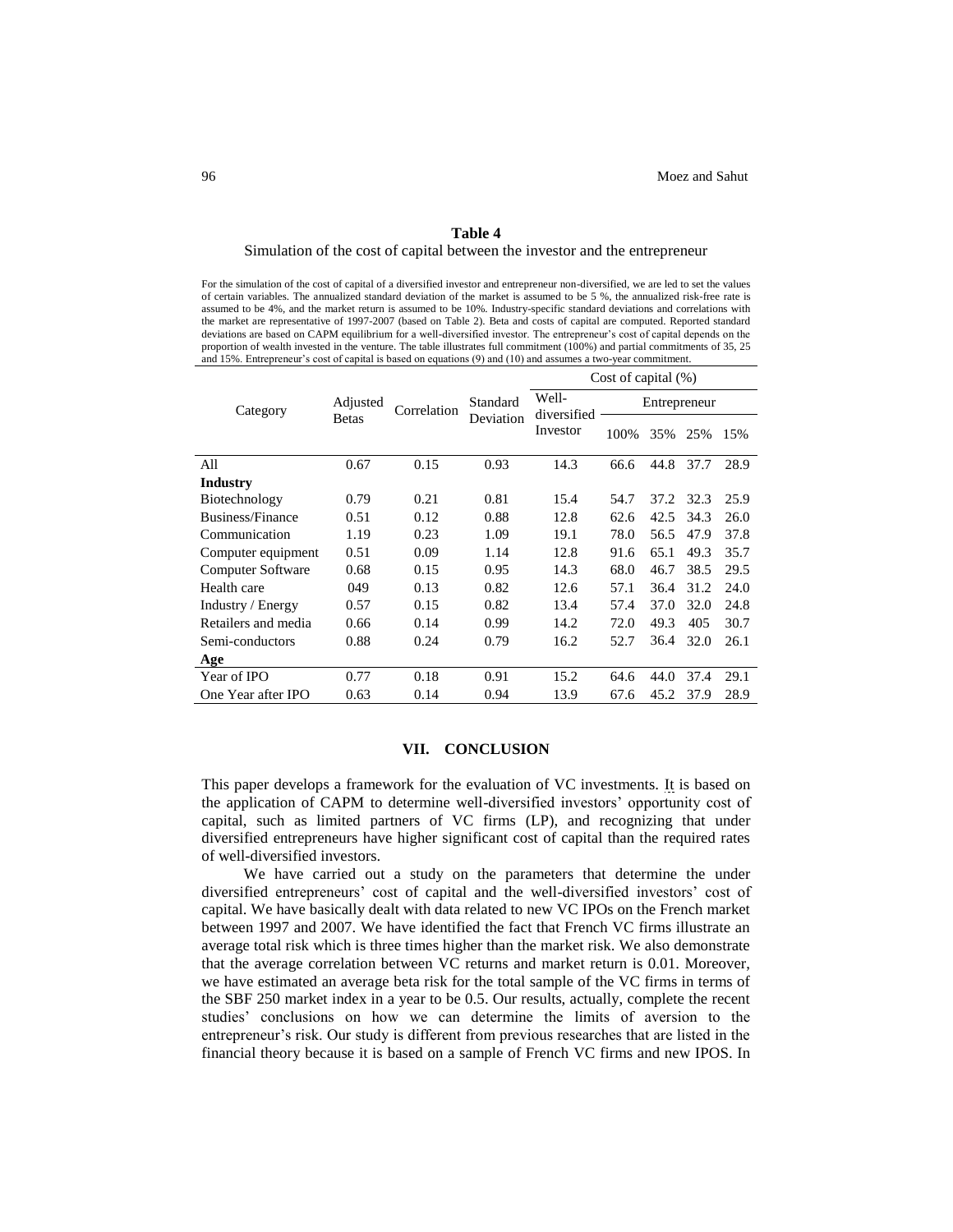**Table 4**

Simulation of the cost of capital between the investor and the entrepreneur

For the simulation of the cost of capital of a diversified investor and entrepreneur non-diversified, we are led to set the values of certain variables. The annualized standard deviation of the market is assumed to be 5 %, the annualized risk-free rate is assumed to be 4%, and the market return is assumed to be 10%. Industry-specific standard deviations and correlations with the market are representative of 1997-2007 (based on Table 2). Beta and costs of capital are computed. Reported standard deviations are based on CAPM equilibrium for a well-diversified investor. The entrepreneur's cost of capital depends on the proportion of wealth invested in the venture. The table illustrates full commitment (100%) and partial commitments of 35, 25 and 15%. Entrepreneur's cost of capital is based on equations (9) and (10) and assumes a two-year commitment.

| Category | Adjusted Betas | Correlation | Standard Deviation | Cost of capital (%) | | | | |
|---|---|---|---|---|---|---|---|---|
| | | | | Well-diversified Investor | Entrepreneur | | | |
| | | | | | 100% | 35% | 25% | 15% |
| All | 0.67 | 0.15 | 0.93 | 14.3 | 66.6 | 44.8 | 37.7 | 28.9 |
| **Industry** | | | | | | | | |
| Biotechnology | 0.79 | 0.21 | 0.81 | 15.4 | 54.7 | 37.2 | 32.3 | 25.9 |
| Business/Finance | 0.51 | 0.12 | 0.88 | 12.8 | 62.6 | 42.5 | 34.3 | 26.0 |
| Communication | 1.19 | 0.23 | 1.09 | 19.1 | 78.0 | 56.5 | 47.9 | 37.8 |
| Computer equipment | 0.51 | 0.09 | 1.14 | 12.8 | 91.6 | 65.1 | 49.3 | 35.7 |
| Computer Software | 0.68 | 0.15 | 0.95 | 14.3 | 68.0 | 46.7 | 38.5 | 29.5 |
| Health care | 049 | 0.13 | 0.82 | 12.6 | 57.1 | 36.4 | 31.2 | 24.0 |
| Industry / Energy | 0.57 | 0.15 | 0.82 | 13.4 | 57.4 | 37.0 | 32.0 | 24.8 |
| Retailers and media | 0.66 | 0.14 | 0.99 | 14.2 | 72.0 | 49.3 | 405 | 30.7 |
| Semi-conductors | 0.88 | 0.24 | 0.79 | 16.2 | 52.7 | 36.4 | 32.0 | 26.1 |
| **Age** | | | | | | | | |
| Year of IPO | 0.77 | 0.18 | 0.91 | 15.2 | 64.6 | 44.0 | 37.4 | 29.1 |
| One Year after IPO | 0.63 | 0.14 | 0.94 | 13.9 | 67.6 | 45.2 | 37.9 | 28.9 |

## VII. CONCLUSION

This paper develops a framework for the evaluation of VC investments. It is based on the application of CAPM to determine well-diversified investors' opportunity cost of capital, such as limited partners of VC firms (LP), and recognizing that under diversified entrepreneurs have higher significant cost of capital than the required rates of well-diversified investors.

We have carried out a study on the parameters that determine the under diversified entrepreneurs' cost of capital and the well-diversified investors' cost of capital. We have basically dealt with data related to new VC IPOs on the French market between 1997 and 2007. We have identified the fact that French VC firms illustrate an average total risk which is three times higher than the market risk. We also demonstrate that the average correlation between VC returns and market return is 0.01. Moreover, we have estimated an average beta risk for the total sample of the VC firms in terms of the SBF 250 market index in a year to be 0.5. Our results, actually, complete the recent studies' conclusions on how we can determine the limits of aversion to the entrepreneur's risk. Our study is different from previous researches that are listed in the financial theory because it is based on a sample of French VC firms and new IPOS. In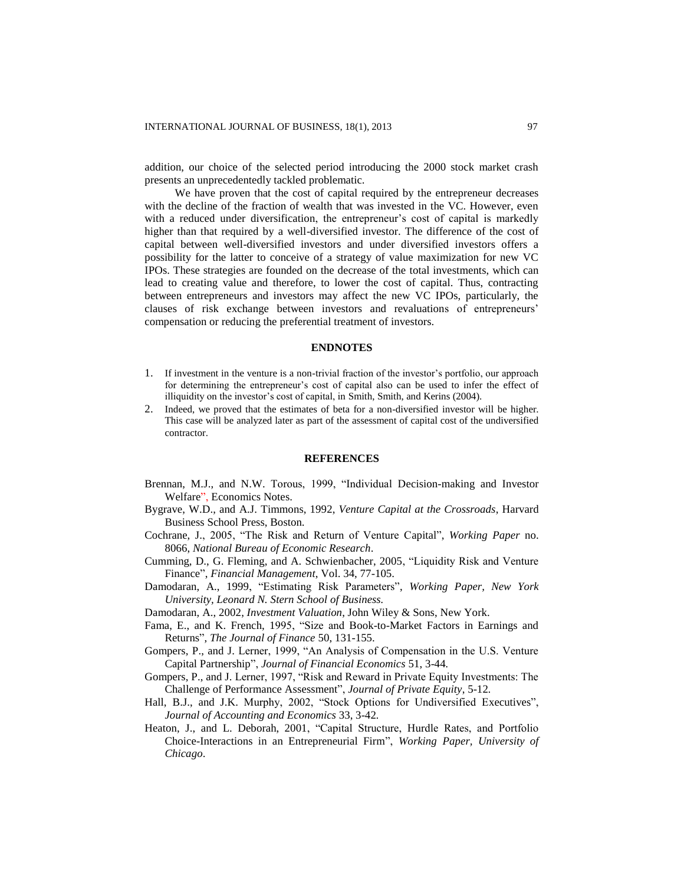addition, our choice of the selected period introducing the 2000 stock market crash presents an unprecedentedly tackled problematic.

We have proven that the cost of capital required by the entrepreneur decreases with the decline of the fraction of wealth that was invested in the VC. However, even with a reduced under diversification, the entrepreneur's cost of capital is markedly higher than that required by a well-diversified investor. The difference of the cost of capital between well-diversified investors and under diversified investors offers a possibility for the latter to conceive of a strategy of value maximization for new VC IPOs. These strategies are founded on the decrease of the total investments, which can lead to creating value and therefore, to lower the cost of capital. Thus, contracting between entrepreneurs and investors may affect the new VC IPOs, particularly, the clauses of risk exchange between investors and revaluations of entrepreneurs' compensation or reducing the preferential treatment of investors.

## ENDNOTES

1. If investment in the venture is a non-trivial fraction of the investor's portfolio, our approach for determining the entrepreneur's cost of capital also can be used to infer the effect of illiquidity on the investor's cost of capital, in Smith, Smith, and Kerins (2004).
2. Indeed, we proved that the estimates of beta for a non-diversified investor will be higher. This case will be analyzed later as part of the assessment of capital cost of the undiversified contractor.

## REFERENCES

Brennan, M.J., and N.W. Torous, 1999, "Individual Decision-making and Investor Welfare", Economics Notes.

Bygrave, W.D., and A.J. Timmons, 1992, *Venture Capital at the Crossroads*, Harvard Business School Press, Boston.

Cochrane, J., 2005, "The Risk and Return of Venture Capital", *Working Paper* no. 8066, *National Bureau of Economic Research*.

Cumming, D., G. Fleming, and A. Schwienbacher, 2005, "Liquidity Risk and Venture Finance", *Financial Management*, Vol. 34, 77-105.

Damodaran, A., 1999, "Estimating Risk Parameters", *Working Paper, New York University, Leonard N. Stern School of Business.*

Damodaran, A., 2002, *Investment Valuation*, John Wiley & Sons, New York.

Fama, E., and K. French, 1995, "Size and Book-to-Market Factors in Earnings and Returns", *The Journal of Finance* 50, 131-155.

Gompers, P., and J. Lerner, 1999, "An Analysis of Compensation in the U.S. Venture Capital Partnership", *Journal of Financial Economics* 51, 3-44.

Gompers, P., and J. Lerner, 1997, "Risk and Reward in Private Equity Investments: The Challenge of Performance Assessment", *Journal of Private Equity*, 5-12.

Hall, B.J., and J.K. Murphy, 2002, "Stock Options for Undiversified Executives", *Journal of Accounting and Economics* 33, 3-42.

Heaton, J., and L. Deborah, 2001, "Capital Structure, Hurdle Rates, and Portfolio Choice-Interactions in an Entrepreneurial Firm", *Working Paper, University of Chicago*.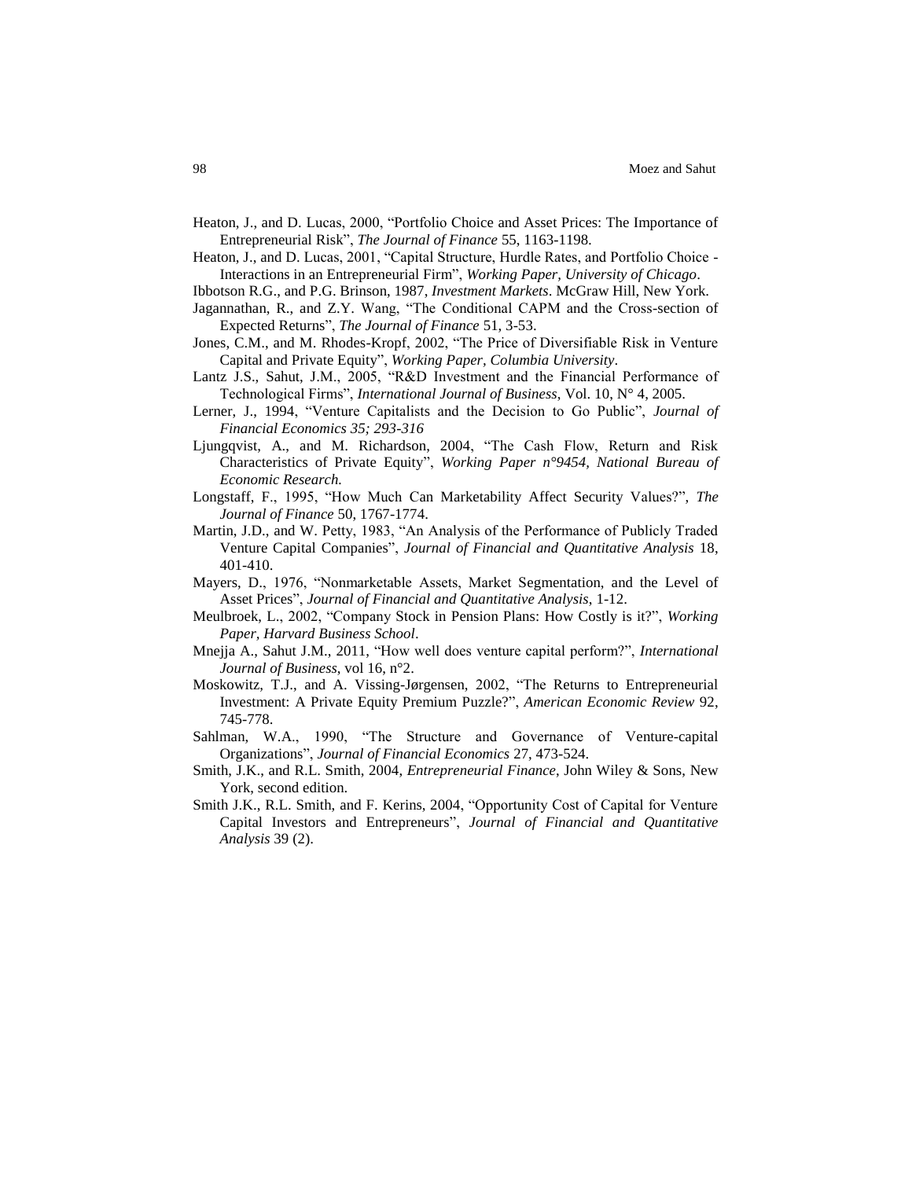Heaton, J., and D. Lucas, 2000, "Portfolio Choice and Asset Prices: The Importance of Entrepreneurial Risk", *The Journal of Finance* 55, 1163-1198.

Heaton, J., and D. Lucas, 2001, "Capital Structure, Hurdle Rates, and Portfolio Choice - Interactions in an Entrepreneurial Firm", *Working Paper, University of Chicago*.

Ibbotson R.G., and P.G. Brinson, 1987, *Investment Markets*. McGraw Hill, New York.

Jagannathan, R., and Z.Y. Wang, "The Conditional CAPM and the Cross-section of Expected Returns", *The Journal of Finance* 51, 3-53.

Jones, C.M., and M. Rhodes-Kropf, 2002, "The Price of Diversifiable Risk in Venture Capital and Private Equity", *Working Paper, Columbia University*.

Lantz J.S., Sahut, J.M., 2005, "R&D Investment and the Financial Performance of Technological Firms", *International Journal of Business*, Vol. 10, N° 4, 2005.

Lerner, J., 1994, "Venture Capitalists and the Decision to Go Public", *Journal of Financial Economics 35; 293-316*

Ljungqvist, A., and M. Richardson, 2004, "The Cash Flow, Return and Risk Characteristics of Private Equity", *Working Paper n°9454, National Bureau of Economic Research.*

Longstaff, F., 1995, "How Much Can Marketability Affect Security Values?", *The Journal of Finance* 50, 1767-1774.

Martin, J.D., and W. Petty, 1983, "An Analysis of the Performance of Publicly Traded Venture Capital Companies", *Journal of Financial and Quantitative Analysis* 18, 401-410.

Mayers, D., 1976, "Nonmarketable Assets, Market Segmentation, and the Level of Asset Prices", *Journal of Financial and Quantitative Analysis*, 1-12.

Meulbroek, L., 2002, "Company Stock in Pension Plans: How Costly is it?", *Working Paper, Harvard Business School*.

Mnejja A., Sahut J.M., 2011, "How well does venture capital perform?", *International Journal of Business*, vol 16, n°2.

Moskowitz, T.J., and A. Vissing-Jørgensen, 2002, "The Returns to Entrepreneurial Investment: A Private Equity Premium Puzzle?", *American Economic Review* 92, 745-778.

Sahlman, W.A., 1990, "The Structure and Governance of Venture-capital Organizations", *Journal of Financial Economics* 27, 473-524.

Smith, J.K., and R.L. Smith, 2004, *Entrepreneurial Finance*, John Wiley & Sons, New York, second edition.

Smith J.K., R.L. Smith, and F. Kerins, 2004, "Opportunity Cost of Capital for Venture Capital Investors and Entrepreneurs", *Journal of Financial and Quantitative Analysis* 39 (2).